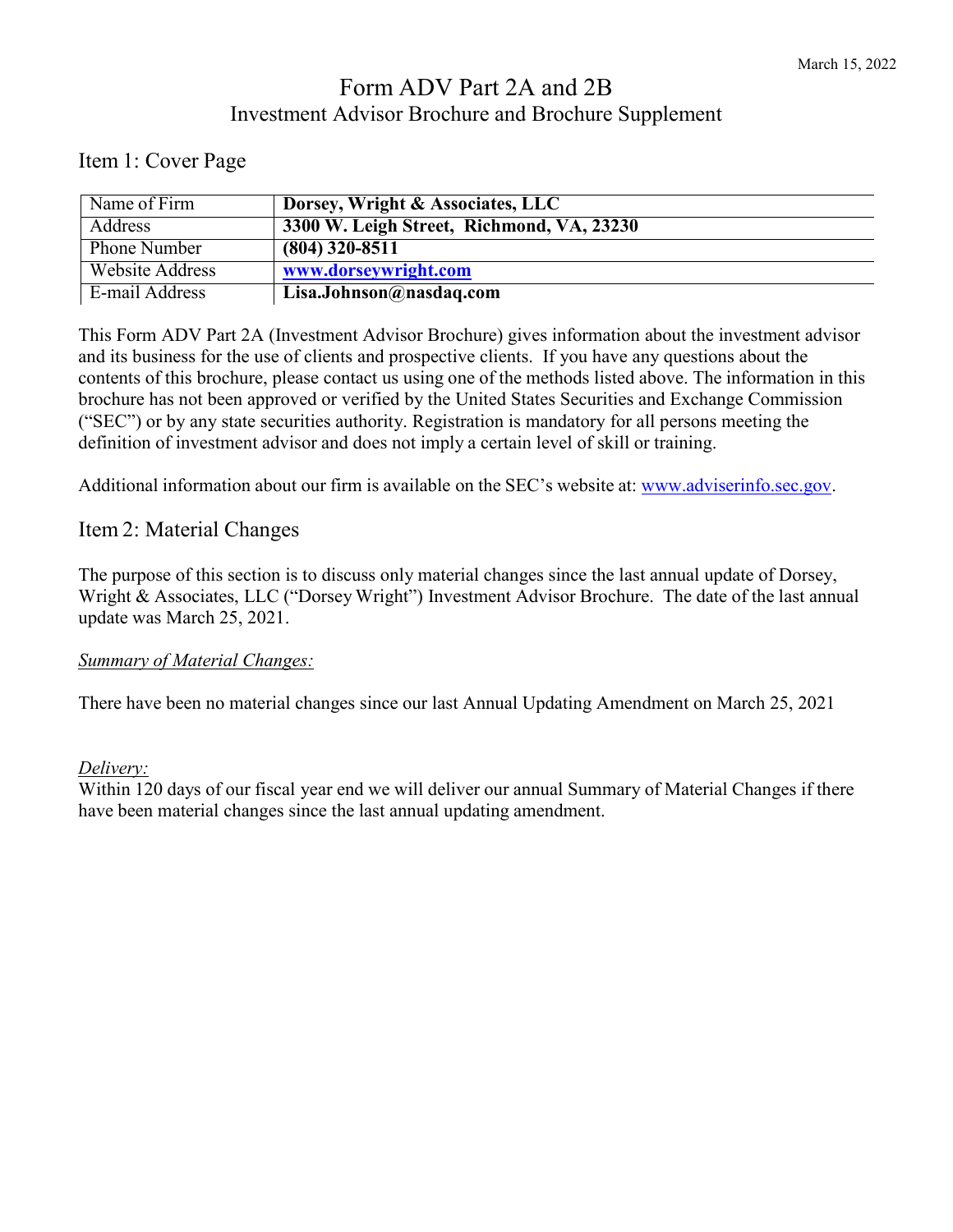March 15, 2022

# Form ADV Part 2A and 2B

Investment Advisor Brochure and Brochure Supplement

## Item 1: Cover Page

| Name of Firm | **Dorsey, Wright & Associates, LLC** |
|---|---|
| Address | **3300 W. Leigh Street, Richmond, VA, 23230** |
| Phone Number | **(804) 320-8511** |
| Website Address | **www.dorseywright.com** |
| E-mail Address | **Lisa.Johnson@nasdaq.com** |

This Form ADV Part 2A (Investment Advisor Brochure) gives information about the investment advisor and its business for the use of clients and prospective clients. If you have any questions about the contents of this brochure, please contact us using one of the methods listed above. The information in this brochure has not been approved or verified by the United States Securities and Exchange Commission ("SEC") or by any state securities authority. Registration is mandatory for all persons meeting the definition of investment advisor and does not imply a certain level of skill or training.

Additional information about our firm is available on the SEC's website at: www.adviserinfo.sec.gov.

## Item 2: Material Changes

The purpose of this section is to discuss only material changes since the last annual update of Dorsey, Wright & Associates, LLC ("Dorsey Wright") Investment Advisor Brochure. The date of the last annual update was March 25, 2021.

*Summary of Material Changes:*

There have been no material changes since our last Annual Updating Amendment on March 25, 2021

*Delivery:*

Within 120 days of our fiscal year end we will deliver our annual Summary of Material Changes if there have been material changes since the last annual updating amendment.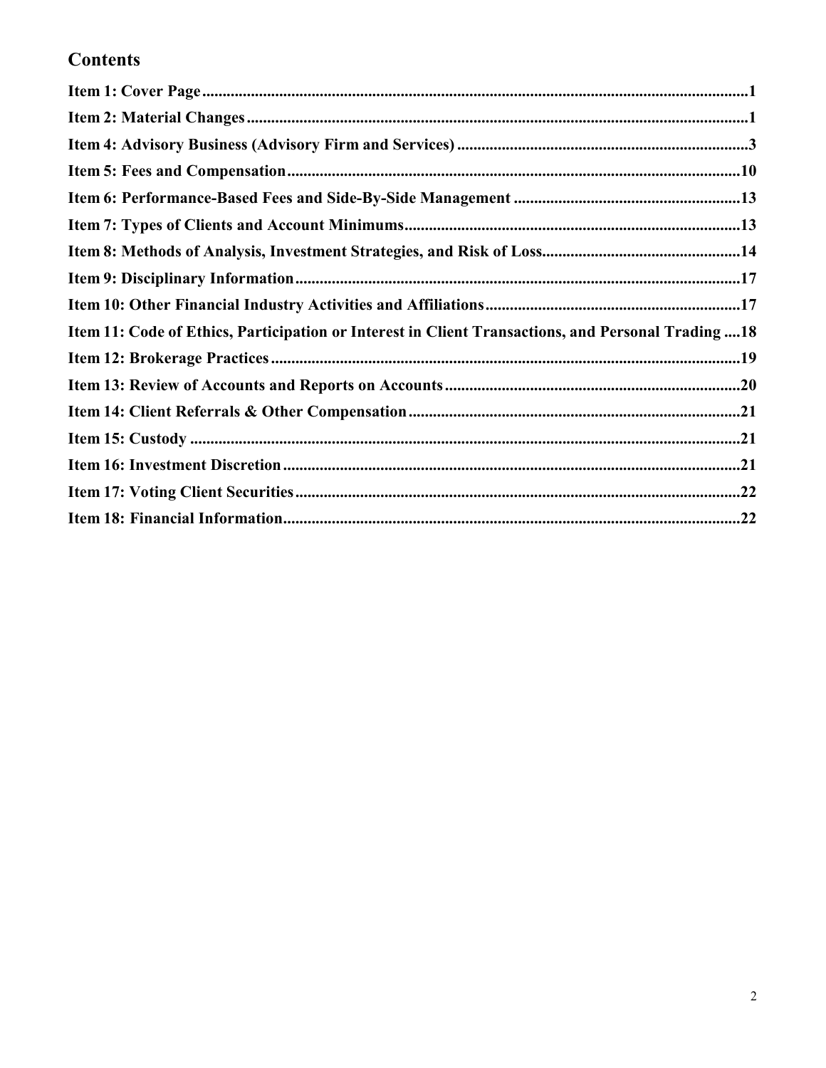## Contents

**Item 1: Cover Page** ..... **1**

**Item 2: Material Changes** ..... **1**

**Item 4: Advisory Business (Advisory Firm and Services)** ..... **3**

**Item 5: Fees and Compensation** ..... **10**

**Item 6: Performance-Based Fees and Side-By-Side Management** ..... **13**

**Item 7: Types of Clients and Account Minimums** ..... **13**

**Item 8: Methods of Analysis, Investment Strategies, and Risk of Loss** ..... **14**

**Item 9: Disciplinary Information** ..... **17**

**Item 10: Other Financial Industry Activities and Affiliations** ..... **17**

**Item 11: Code of Ethics, Participation or Interest in Client Transactions, and Personal Trading** ..... **18**

**Item 12: Brokerage Practices** ..... **19**

**Item 13: Review of Accounts and Reports on Accounts** ..... **20**

**Item 14: Client Referrals & Other Compensation** ..... **21**

**Item 15: Custody** ..... **21**

**Item 16: Investment Discretion** ..... **21**

**Item 17: Voting Client Securities** ..... **22**

**Item 18: Financial Information** ..... **22**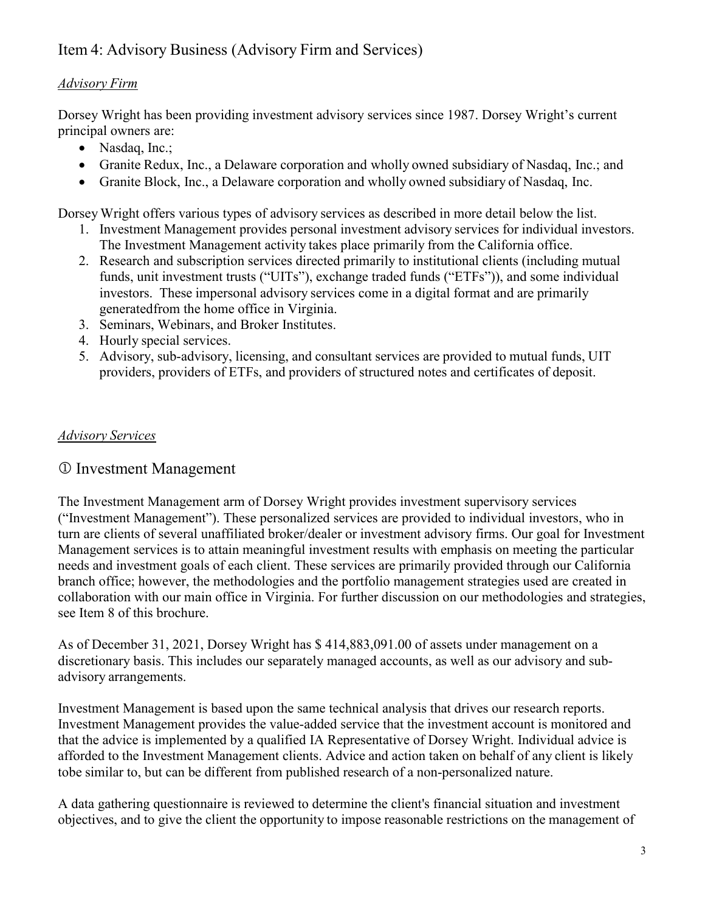## Item 4: Advisory Business (Advisory Firm and Services)

### *Advisory Firm*

Dorsey Wright has been providing investment advisory services since 1987. Dorsey Wright's current principal owners are:

- Nasdaq, Inc.;
- Granite Redux, Inc., a Delaware corporation and wholly owned subsidiary of Nasdaq, Inc.; and
- Granite Block, Inc., a Delaware corporation and wholly owned subsidiary of Nasdaq, Inc.

Dorsey Wright offers various types of advisory services as described in more detail below the list.

1. Investment Management provides personal investment advisory services for individual investors. The Investment Management activity takes place primarily from the California office.
2. Research and subscription services directed primarily to institutional clients (including mutual funds, unit investment trusts ("UITs"), exchange traded funds ("ETFs")), and some individual investors. These impersonal advisory services come in a digital format and are primarily generatedfrom the home office in Virginia.
3. Seminars, Webinars, and Broker Institutes.
4. Hourly special services.
5. Advisory, sub-advisory, licensing, and consultant services are provided to mutual funds, UIT providers, providers of ETFs, and providers of structured notes and certificates of deposit.

### *Advisory Services*

### ① Investment Management

The Investment Management arm of Dorsey Wright provides investment supervisory services ("Investment Management"). These personalized services are provided to individual investors, who in turn are clients of several unaffiliated broker/dealer or investment advisory firms. Our goal for Investment Management services is to attain meaningful investment results with emphasis on meeting the particular needs and investment goals of each client. These services are primarily provided through our California branch office; however, the methodologies and the portfolio management strategies used are created in collaboration with our main office in Virginia. For further discussion on our methodologies and strategies, see Item 8 of this brochure.

As of December 31, 2021, Dorsey Wright has $ 414,883,091.00 of assets under management on a discretionary basis. This includes our separately managed accounts, as well as our advisory and sub-advisory arrangements.

Investment Management is based upon the same technical analysis that drives our research reports. Investment Management provides the value-added service that the investment account is monitored and that the advice is implemented by a qualified IA Representative of Dorsey Wright. Individual advice is afforded to the Investment Management clients. Advice and action taken on behalf of any client is likely tobe similar to, but can be different from published research of a non-personalized nature.

A data gathering questionnaire is reviewed to determine the client's financial situation and investment objectives, and to give the client the opportunity to impose reasonable restrictions on the management of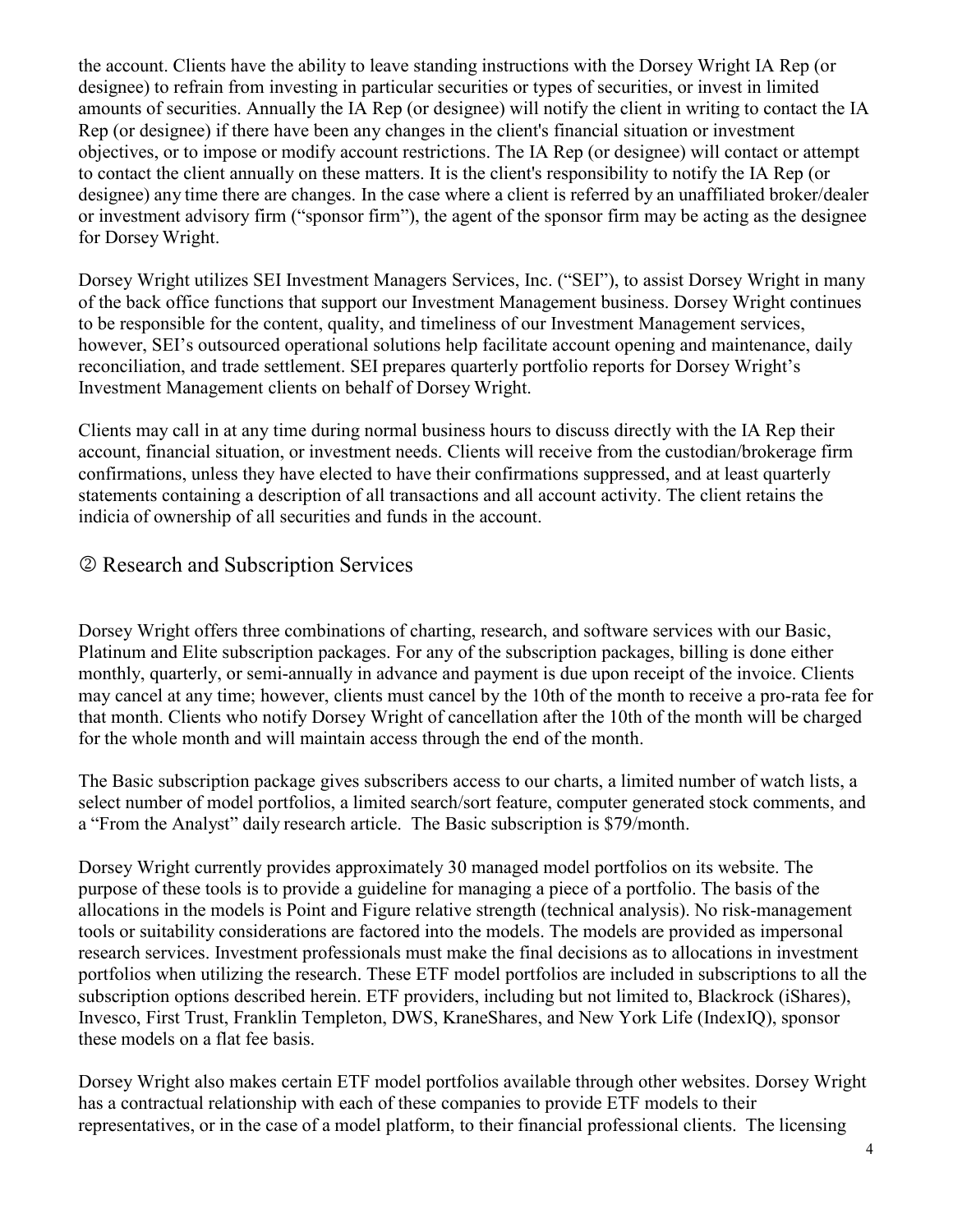the account. Clients have the ability to leave standing instructions with the Dorsey Wright IA Rep (or designee) to refrain from investing in particular securities or types of securities, or invest in limited amounts of securities. Annually the IA Rep (or designee) will notify the client in writing to contact the IA Rep (or designee) if there have been any changes in the client's financial situation or investment objectives, or to impose or modify account restrictions. The IA Rep (or designee) will contact or attempt to contact the client annually on these matters. It is the client's responsibility to notify the IA Rep (or designee) any time there are changes. In the case where a client is referred by an unaffiliated broker/dealer or investment advisory firm ("sponsor firm"), the agent of the sponsor firm may be acting as the designee for Dorsey Wright.

Dorsey Wright utilizes SEI Investment Managers Services, Inc. ("SEI"), to assist Dorsey Wright in many of the back office functions that support our Investment Management business. Dorsey Wright continues to be responsible for the content, quality, and timeliness of our Investment Management services, however, SEI's outsourced operational solutions help facilitate account opening and maintenance, daily reconciliation, and trade settlement. SEI prepares quarterly portfolio reports for Dorsey Wright's Investment Management clients on behalf of Dorsey Wright.

Clients may call in at any time during normal business hours to discuss directly with the IA Rep their account, financial situation, or investment needs. Clients will receive from the custodian/brokerage firm confirmations, unless they have elected to have their confirmations suppressed, and at least quarterly statements containing a description of all transactions and all account activity. The client retains the indicia of ownership of all securities and funds in the account.

## ② Research and Subscription Services

Dorsey Wright offers three combinations of charting, research, and software services with our Basic, Platinum and Elite subscription packages. For any of the subscription packages, billing is done either monthly, quarterly, or semi-annually in advance and payment is due upon receipt of the invoice. Clients may cancel at any time; however, clients must cancel by the 10th of the month to receive a pro-rata fee for that month. Clients who notify Dorsey Wright of cancellation after the 10th of the month will be charged for the whole month and will maintain access through the end of the month.

The Basic subscription package gives subscribers access to our charts, a limited number of watch lists, a select number of model portfolios, a limited search/sort feature, computer generated stock comments, and a "From the Analyst" daily research article. The Basic subscription is $79/month.

Dorsey Wright currently provides approximately 30 managed model portfolios on its website. The purpose of these tools is to provide a guideline for managing a piece of a portfolio. The basis of the allocations in the models is Point and Figure relative strength (technical analysis). No risk-management tools or suitability considerations are factored into the models. The models are provided as impersonal research services. Investment professionals must make the final decisions as to allocations in investment portfolios when utilizing the research. These ETF model portfolios are included in subscriptions to all the subscription options described herein. ETF providers, including but not limited to, Blackrock (iShares), Invesco, First Trust, Franklin Templeton, DWS, KraneShares, and New York Life (IndexIQ), sponsor these models on a flat fee basis.

Dorsey Wright also makes certain ETF model portfolios available through other websites. Dorsey Wright has a contractual relationship with each of these companies to provide ETF models to their representatives, or in the case of a model platform, to their financial professional clients. The licensing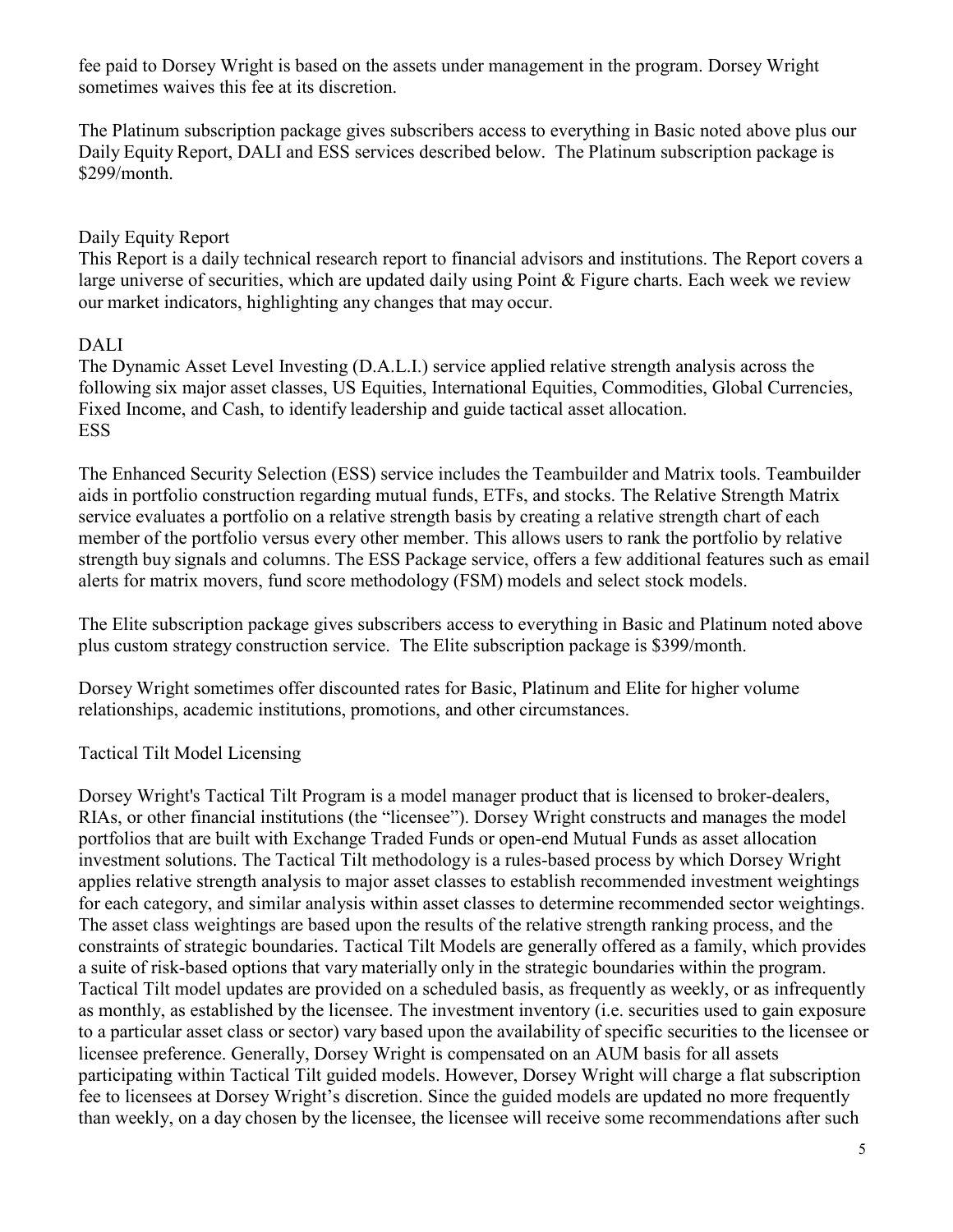fee paid to Dorsey Wright is based on the assets under management in the program. Dorsey Wright sometimes waives this fee at its discretion.

The Platinum subscription package gives subscribers access to everything in Basic noted above plus our Daily Equity Report, DALI and ESS services described below. The Platinum subscription package is $299/month.

Daily Equity Report

This Report is a daily technical research report to financial advisors and institutions. The Report covers a large universe of securities, which are updated daily using Point & Figure charts. Each week we review our market indicators, highlighting any changes that may occur.

DALI

The Dynamic Asset Level Investing (D.A.L.I.) service applied relative strength analysis across the following six major asset classes, US Equities, International Equities, Commodities, Global Currencies, Fixed Income, and Cash, to identify leadership and guide tactical asset allocation.

ESS

The Enhanced Security Selection (ESS) service includes the Teambuilder and Matrix tools. Teambuilder aids in portfolio construction regarding mutual funds, ETFs, and stocks. The Relative Strength Matrix service evaluates a portfolio on a relative strength basis by creating a relative strength chart of each member of the portfolio versus every other member. This allows users to rank the portfolio by relative strength buy signals and columns. The ESS Package service, offers a few additional features such as email alerts for matrix movers, fund score methodology (FSM) models and select stock models.

The Elite subscription package gives subscribers access to everything in Basic and Platinum noted above plus custom strategy construction service. The Elite subscription package is $399/month.

Dorsey Wright sometimes offer discounted rates for Basic, Platinum and Elite for higher volume relationships, academic institutions, promotions, and other circumstances.

Tactical Tilt Model Licensing

Dorsey Wright's Tactical Tilt Program is a model manager product that is licensed to broker-dealers, RIAs, or other financial institutions (the "licensee"). Dorsey Wright constructs and manages the model portfolios that are built with Exchange Traded Funds or open-end Mutual Funds as asset allocation investment solutions. The Tactical Tilt methodology is a rules-based process by which Dorsey Wright applies relative strength analysis to major asset classes to establish recommended investment weightings for each category, and similar analysis within asset classes to determine recommended sector weightings. The asset class weightings are based upon the results of the relative strength ranking process, and the constraints of strategic boundaries. Tactical Tilt Models are generally offered as a family, which provides a suite of risk-based options that vary materially only in the strategic boundaries within the program. Tactical Tilt model updates are provided on a scheduled basis, as frequently as weekly, or as infrequently as monthly, as established by the licensee. The investment inventory (i.e. securities used to gain exposure to a particular asset class or sector) vary based upon the availability of specific securities to the licensee or licensee preference. Generally, Dorsey Wright is compensated on an AUM basis for all assets participating within Tactical Tilt guided models. However, Dorsey Wright will charge a flat subscription fee to licensees at Dorsey Wright's discretion. Since the guided models are updated no more frequently than weekly, on a day chosen by the licensee, the licensee will receive some recommendations after such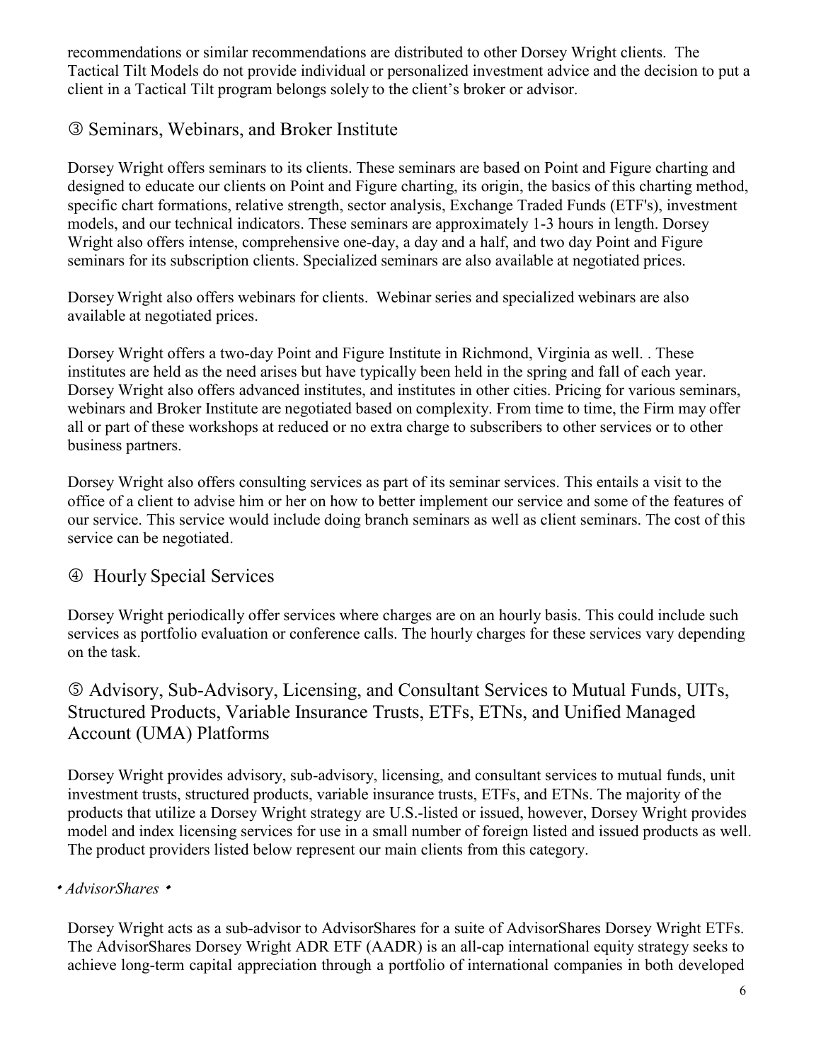recommendations or similar recommendations are distributed to other Dorsey Wright clients. The Tactical Tilt Models do not provide individual or personalized investment advice and the decision to put a client in a Tactical Tilt program belongs solely to the client's broker or advisor.

## ③ Seminars, Webinars, and Broker Institute

Dorsey Wright offers seminars to its clients. These seminars are based on Point and Figure charting and designed to educate our clients on Point and Figure charting, its origin, the basics of this charting method, specific chart formations, relative strength, sector analysis, Exchange Traded Funds (ETF's), investment models, and our technical indicators. These seminars are approximately 1-3 hours in length. Dorsey Wright also offers intense, comprehensive one-day, a day and a half, and two day Point and Figure seminars for its subscription clients. Specialized seminars are also available at negotiated prices.

Dorsey Wright also offers webinars for clients. Webinar series and specialized webinars are also available at negotiated prices.

Dorsey Wright offers a two-day Point and Figure Institute in Richmond, Virginia as well. . These institutes are held as the need arises but have typically been held in the spring and fall of each year. Dorsey Wright also offers advanced institutes, and institutes in other cities. Pricing for various seminars, webinars and Broker Institute are negotiated based on complexity. From time to time, the Firm may offer all or part of these workshops at reduced or no extra charge to subscribers to other services or to other business partners.

Dorsey Wright also offers consulting services as part of its seminar services. This entails a visit to the office of a client to advise him or her on how to better implement our service and some of the features of our service. This service would include doing branch seminars as well as client seminars. The cost of this service can be negotiated.

## ④ Hourly Special Services

Dorsey Wright periodically offer services where charges are on an hourly basis. This could include such services as portfolio evaluation or conference calls. The hourly charges for these services vary depending on the task.

## ⑤ Advisory, Sub-Advisory, Licensing, and Consultant Services to Mutual Funds, UITs, Structured Products, Variable Insurance Trusts, ETFs, ETNs, and Unified Managed Account (UMA) Platforms

Dorsey Wright provides advisory, sub-advisory, licensing, and consultant services to mutual funds, unit investment trusts, structured products, variable insurance trusts, ETFs, and ETNs. The majority of the products that utilize a Dorsey Wright strategy are U.S.-listed or issued, however, Dorsey Wright provides model and index licensing services for use in a small number of foreign listed and issued products as well. The product providers listed below represent our main clients from this category.

• *AdvisorShares* •

Dorsey Wright acts as a sub-advisor to AdvisorShares for a suite of AdvisorShares Dorsey Wright ETFs. The AdvisorShares Dorsey Wright ADR ETF (AADR) is an all-cap international equity strategy seeks to achieve long-term capital appreciation through a portfolio of international companies in both developed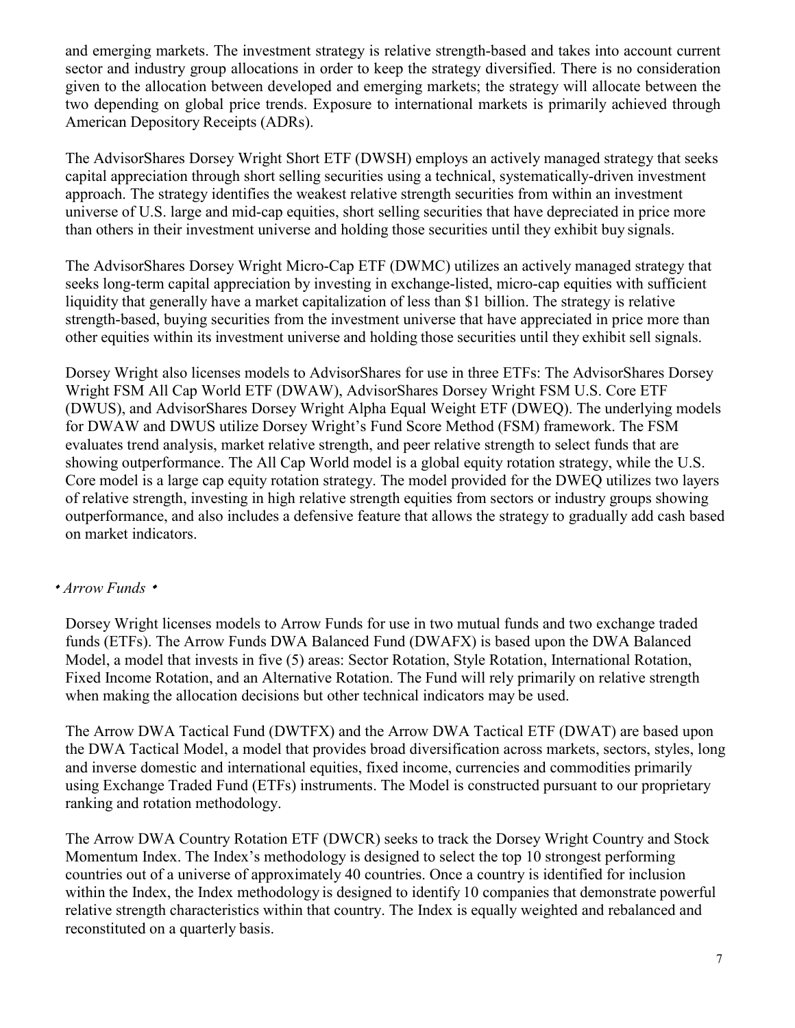and emerging markets. The investment strategy is relative strength-based and takes into account current sector and industry group allocations in order to keep the strategy diversified. There is no consideration given to the allocation between developed and emerging markets; the strategy will allocate between the two depending on global price trends. Exposure to international markets is primarily achieved through American Depository Receipts (ADRs).

The AdvisorShares Dorsey Wright Short ETF (DWSH) employs an actively managed strategy that seeks capital appreciation through short selling securities using a technical, systematically-driven investment approach. The strategy identifies the weakest relative strength securities from within an investment universe of U.S. large and mid-cap equities, short selling securities that have depreciated in price more than others in their investment universe and holding those securities until they exhibit buy signals.

The AdvisorShares Dorsey Wright Micro-Cap ETF (DWMC) utilizes an actively managed strategy that seeks long-term capital appreciation by investing in exchange-listed, micro-cap equities with sufficient liquidity that generally have a market capitalization of less than $1 billion. The strategy is relative strength-based, buying securities from the investment universe that have appreciated in price more than other equities within its investment universe and holding those securities until they exhibit sell signals.

Dorsey Wright also licenses models to AdvisorShares for use in three ETFs: The AdvisorShares Dorsey Wright FSM All Cap World ETF (DWAW), AdvisorShares Dorsey Wright FSM U.S. Core ETF (DWUS), and AdvisorShares Dorsey Wright Alpha Equal Weight ETF (DWEQ). The underlying models for DWAW and DWUS utilize Dorsey Wright's Fund Score Method (FSM) framework. The FSM evaluates trend analysis, market relative strength, and peer relative strength to select funds that are showing outperformance. The All Cap World model is a global equity rotation strategy, while the U.S. Core model is a large cap equity rotation strategy. The model provided for the DWEQ utilizes two layers of relative strength, investing in high relative strength equities from sectors or industry groups showing outperformance, and also includes a defensive feature that allows the strategy to gradually add cash based on market indicators.

• *Arrow Funds* •

Dorsey Wright licenses models to Arrow Funds for use in two mutual funds and two exchange traded funds (ETFs). The Arrow Funds DWA Balanced Fund (DWAFX) is based upon the DWA Balanced Model, a model that invests in five (5) areas: Sector Rotation, Style Rotation, International Rotation, Fixed Income Rotation, and an Alternative Rotation. The Fund will rely primarily on relative strength when making the allocation decisions but other technical indicators may be used.

The Arrow DWA Tactical Fund (DWTFX) and the Arrow DWA Tactical ETF (DWAT) are based upon the DWA Tactical Model, a model that provides broad diversification across markets, sectors, styles, long and inverse domestic and international equities, fixed income, currencies and commodities primarily using Exchange Traded Fund (ETFs) instruments. The Model is constructed pursuant to our proprietary ranking and rotation methodology.

The Arrow DWA Country Rotation ETF (DWCR) seeks to track the Dorsey Wright Country and Stock Momentum Index. The Index's methodology is designed to select the top 10 strongest performing countries out of a universe of approximately 40 countries. Once a country is identified for inclusion within the Index, the Index methodology is designed to identify 10 companies that demonstrate powerful relative strength characteristics within that country. The Index is equally weighted and rebalanced and reconstituted on a quarterly basis.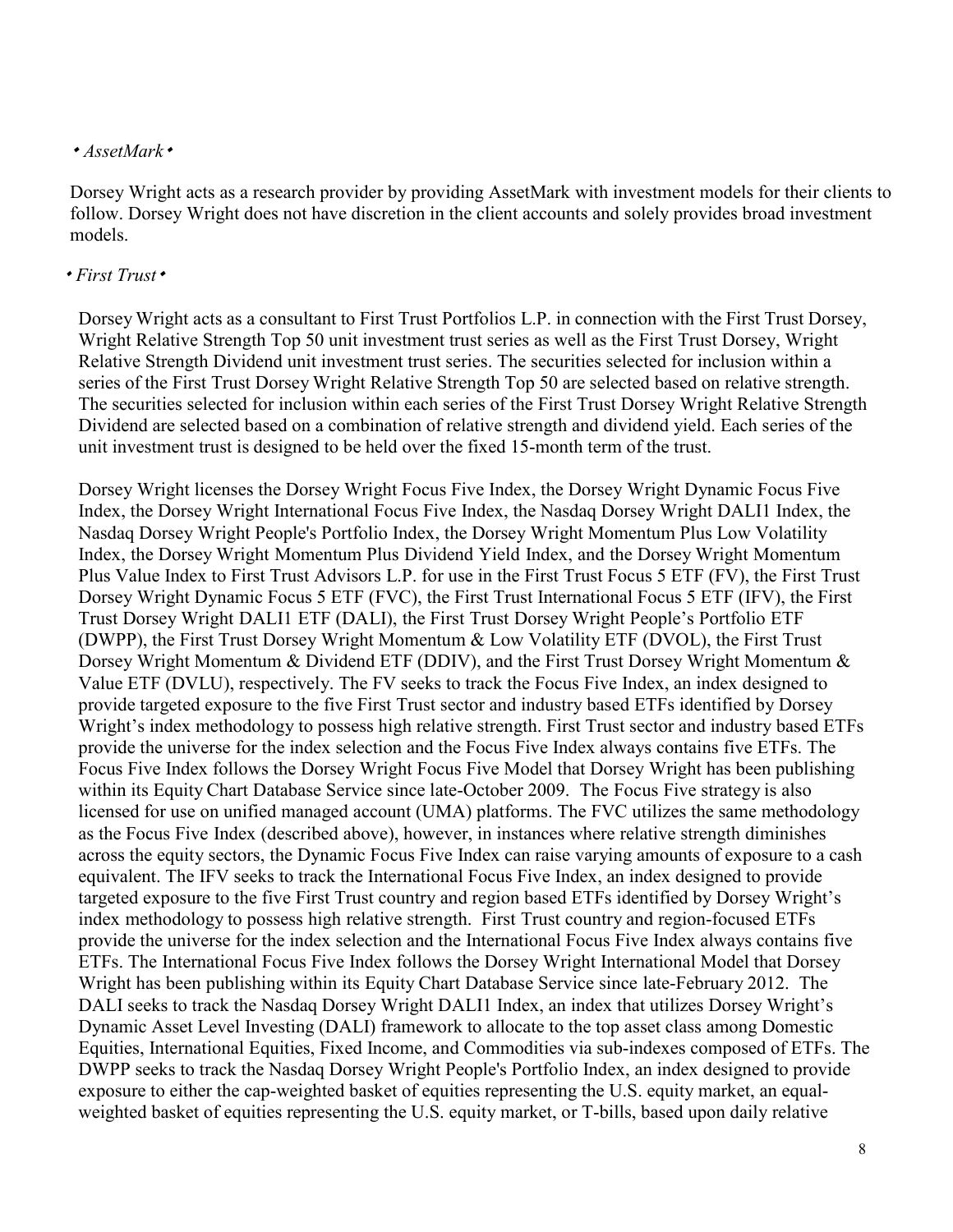### • *AssetMark* •

Dorsey Wright acts as a research provider by providing AssetMark with investment models for their clients to follow. Dorsey Wright does not have discretion in the client accounts and solely provides broad investment models.

### • *First Trust* •

Dorsey Wright acts as a consultant to First Trust Portfolios L.P. in connection with the First Trust Dorsey, Wright Relative Strength Top 50 unit investment trust series as well as the First Trust Dorsey, Wright Relative Strength Dividend unit investment trust series. The securities selected for inclusion within a series of the First Trust Dorsey Wright Relative Strength Top 50 are selected based on relative strength. The securities selected for inclusion within each series of the First Trust Dorsey Wright Relative Strength Dividend are selected based on a combination of relative strength and dividend yield. Each series of the unit investment trust is designed to be held over the fixed 15-month term of the trust.

Dorsey Wright licenses the Dorsey Wright Focus Five Index, the Dorsey Wright Dynamic Focus Five Index, the Dorsey Wright International Focus Five Index, the Nasdaq Dorsey Wright DALI1 Index, the Nasdaq Dorsey Wright People's Portfolio Index, the Dorsey Wright Momentum Plus Low Volatility Index, the Dorsey Wright Momentum Plus Dividend Yield Index, and the Dorsey Wright Momentum Plus Value Index to First Trust Advisors L.P. for use in the First Trust Focus 5 ETF (FV), the First Trust Dorsey Wright Dynamic Focus 5 ETF (FVC), the First Trust International Focus 5 ETF (IFV), the First Trust Dorsey Wright DALI1 ETF (DALI), the First Trust Dorsey Wright People's Portfolio ETF (DWPP), the First Trust Dorsey Wright Momentum & Low Volatility ETF (DVOL), the First Trust Dorsey Wright Momentum & Dividend ETF (DDIV), and the First Trust Dorsey Wright Momentum & Value ETF (DVLU), respectively. The FV seeks to track the Focus Five Index, an index designed to provide targeted exposure to the five First Trust sector and industry based ETFs identified by Dorsey Wright's index methodology to possess high relative strength. First Trust sector and industry based ETFs provide the universe for the index selection and the Focus Five Index always contains five ETFs. The Focus Five Index follows the Dorsey Wright Focus Five Model that Dorsey Wright has been publishing within its Equity Chart Database Service since late-October 2009. The Focus Five strategy is also licensed for use on unified managed account (UMA) platforms. The FVC utilizes the same methodology as the Focus Five Index (described above), however, in instances where relative strength diminishes across the equity sectors, the Dynamic Focus Five Index can raise varying amounts of exposure to a cash equivalent. The IFV seeks to track the International Focus Five Index, an index designed to provide targeted exposure to the five First Trust country and region based ETFs identified by Dorsey Wright's index methodology to possess high relative strength. First Trust country and region-focused ETFs provide the universe for the index selection and the International Focus Five Index always contains five ETFs. The International Focus Five Index follows the Dorsey Wright International Model that Dorsey Wright has been publishing within its Equity Chart Database Service since late-February 2012. The DALI seeks to track the Nasdaq Dorsey Wright DALI1 Index, an index that utilizes Dorsey Wright's Dynamic Asset Level Investing (DALI) framework to allocate to the top asset class among Domestic Equities, International Equities, Fixed Income, and Commodities via sub-indexes composed of ETFs. The DWPP seeks to track the Nasdaq Dorsey Wright People's Portfolio Index, an index designed to provide exposure to either the cap-weighted basket of equities representing the U.S. equity market, an equal-weighted basket of equities representing the U.S. equity market, or T-bills, based upon daily relative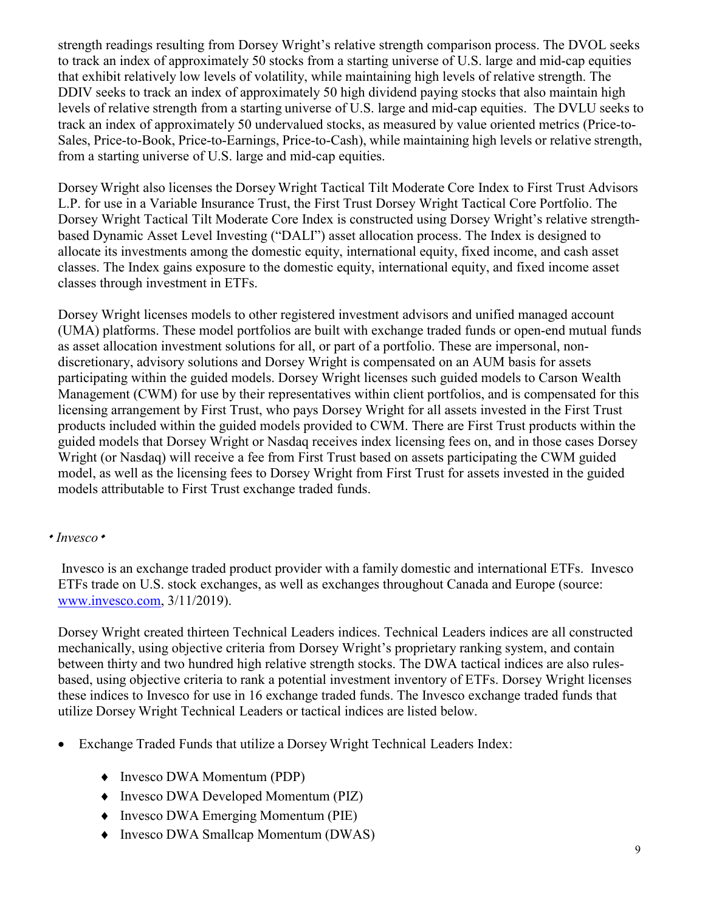strength readings resulting from Dorsey Wright's relative strength comparison process. The DVOL seeks to track an index of approximately 50 stocks from a starting universe of U.S. large and mid-cap equities that exhibit relatively low levels of volatility, while maintaining high levels of relative strength. The DDIV seeks to track an index of approximately 50 high dividend paying stocks that also maintain high levels of relative strength from a starting universe of U.S. large and mid-cap equities. The DVLU seeks to track an index of approximately 50 undervalued stocks, as measured by value oriented metrics (Price-to-Sales, Price-to-Book, Price-to-Earnings, Price-to-Cash), while maintaining high levels or relative strength, from a starting universe of U.S. large and mid-cap equities.

Dorsey Wright also licenses the Dorsey Wright Tactical Tilt Moderate Core Index to First Trust Advisors L.P. for use in a Variable Insurance Trust, the First Trust Dorsey Wright Tactical Core Portfolio. The Dorsey Wright Tactical Tilt Moderate Core Index is constructed using Dorsey Wright's relative strength-based Dynamic Asset Level Investing ("DALI") asset allocation process. The Index is designed to allocate its investments among the domestic equity, international equity, fixed income, and cash asset classes. The Index gains exposure to the domestic equity, international equity, and fixed income asset classes through investment in ETFs.

Dorsey Wright licenses models to other registered investment advisors and unified managed account (UMA) platforms. These model portfolios are built with exchange traded funds or open-end mutual funds as asset allocation investment solutions for all, or part of a portfolio. These are impersonal, non-discretionary, advisory solutions and Dorsey Wright is compensated on an AUM basis for assets participating within the guided models. Dorsey Wright licenses such guided models to Carson Wealth Management (CWM) for use by their representatives within client portfolios, and is compensated for this licensing arrangement by First Trust, who pays Dorsey Wright for all assets invested in the First Trust products included within the guided models provided to CWM. There are First Trust products within the guided models that Dorsey Wright or Nasdaq receives index licensing fees on, and in those cases Dorsey Wright (or Nasdaq) will receive a fee from First Trust based on assets participating the CWM guided model, as well as the licensing fees to Dorsey Wright from First Trust for assets invested in the guided models attributable to First Trust exchange traded funds.

• *Invesco* •

Invesco is an exchange traded product provider with a family domestic and international ETFs. Invesco ETFs trade on U.S. stock exchanges, as well as exchanges throughout Canada and Europe (source: www.invesco.com, 3/11/2019).

Dorsey Wright created thirteen Technical Leaders indices. Technical Leaders indices are all constructed mechanically, using objective criteria from Dorsey Wright's proprietary ranking system, and contain between thirty and two hundred high relative strength stocks. The DWA tactical indices are also rules-based, using objective criteria to rank a potential investment inventory of ETFs. Dorsey Wright licenses these indices to Invesco for use in 16 exchange traded funds. The Invesco exchange traded funds that utilize Dorsey Wright Technical Leaders or tactical indices are listed below.

- Exchange Traded Funds that utilize a Dorsey Wright Technical Leaders Index:
  - Invesco DWA Momentum (PDP)
  - Invesco DWA Developed Momentum (PIZ)
  - Invesco DWA Emerging Momentum (PIE)
  - Invesco DWA Smallcap Momentum (DWAS)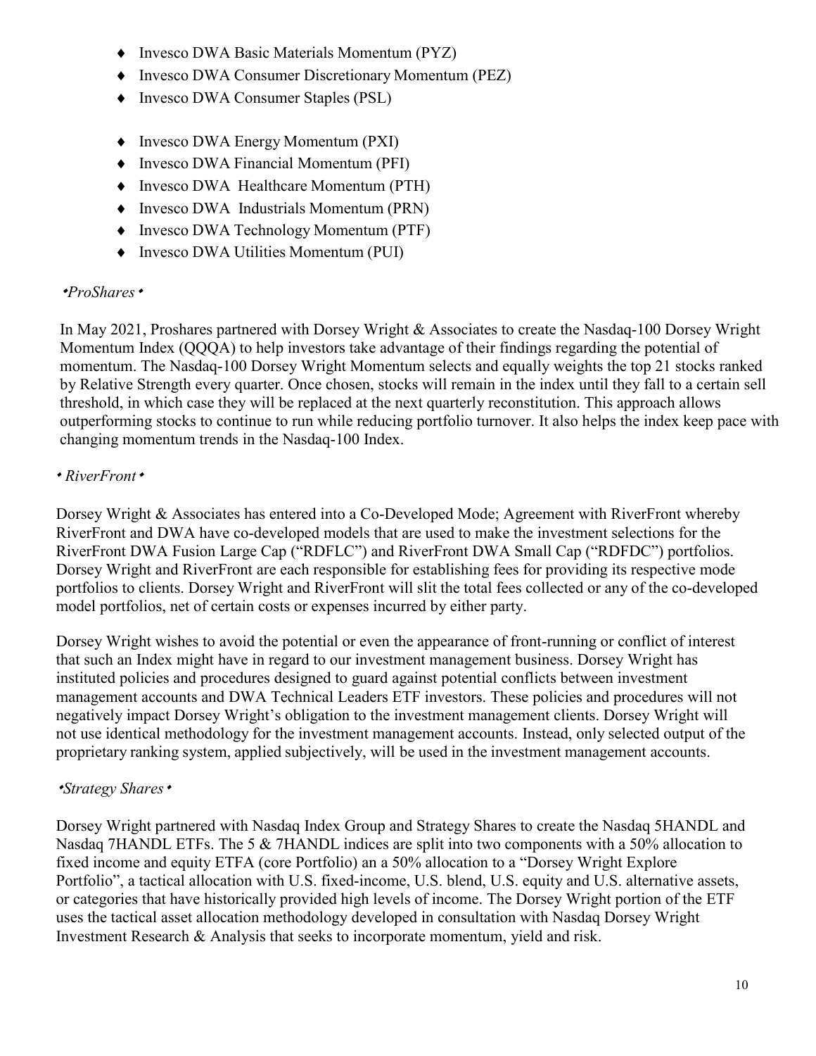- Invesco DWA Basic Materials Momentum (PYZ)
- Invesco DWA Consumer Discretionary Momentum (PEZ)
- Invesco DWA Consumer Staples (PSL)
- Invesco DWA Energy Momentum (PXI)
- Invesco DWA Financial Momentum (PFI)
- Invesco DWA Healthcare Momentum (PTH)
- Invesco DWA Industrials Momentum (PRN)
- Invesco DWA Technology Momentum (PTF)
- Invesco DWA Utilities Momentum (PUI)

*•ProShares•*

In May 2021, Proshares partnered with Dorsey Wright & Associates to create the Nasdaq-100 Dorsey Wright Momentum Index (QQQA) to help investors take advantage of their findings regarding the potential of momentum. The Nasdaq-100 Dorsey Wright Momentum selects and equally weights the top 21 stocks ranked by Relative Strength every quarter. Once chosen, stocks will remain in the index until they fall to a certain sell threshold, in which case they will be replaced at the next quarterly reconstitution. This approach allows outperforming stocks to continue to run while reducing portfolio turnover. It also helps the index keep pace with changing momentum trends in the Nasdaq-100 Index.

*• RiverFront•*

Dorsey Wright & Associates has entered into a Co-Developed Mode; Agreement with RiverFront whereby RiverFront and DWA have co-developed models that are used to make the investment selections for the RiverFront DWA Fusion Large Cap ("RDFLC") and RiverFront DWA Small Cap ("RDFDC") portfolios. Dorsey Wright and RiverFront are each responsible for establishing fees for providing its respective mode portfolios to clients. Dorsey Wright and RiverFront will slit the total fees collected or any of the co-developed model portfolios, net of certain costs or expenses incurred by either party.

Dorsey Wright wishes to avoid the potential or even the appearance of front-running or conflict of interest that such an Index might have in regard to our investment management business. Dorsey Wright has instituted policies and procedures designed to guard against potential conflicts between investment management accounts and DWA Technical Leaders ETF investors. These policies and procedures will not negatively impact Dorsey Wright's obligation to the investment management clients. Dorsey Wright will not use identical methodology for the investment management accounts. Instead, only selected output of the proprietary ranking system, applied subjectively, will be used in the investment management accounts.

*•Strategy Shares•*

Dorsey Wright partnered with Nasdaq Index Group and Strategy Shares to create the Nasdaq 5HANDL and Nasdaq 7HANDL ETFs. The 5 & 7HANDL indices are split into two components with a 50% allocation to fixed income and equity ETFA (core Portfolio) an a 50% allocation to a "Dorsey Wright Explore Portfolio", a tactical allocation with U.S. fixed-income, U.S. blend, U.S. equity and U.S. alternative assets, or categories that have historically provided high levels of income. The Dorsey Wright portion of the ETF uses the tactical asset allocation methodology developed in consultation with Nasdaq Dorsey Wright Investment Research & Analysis that seeks to incorporate momentum, yield and risk.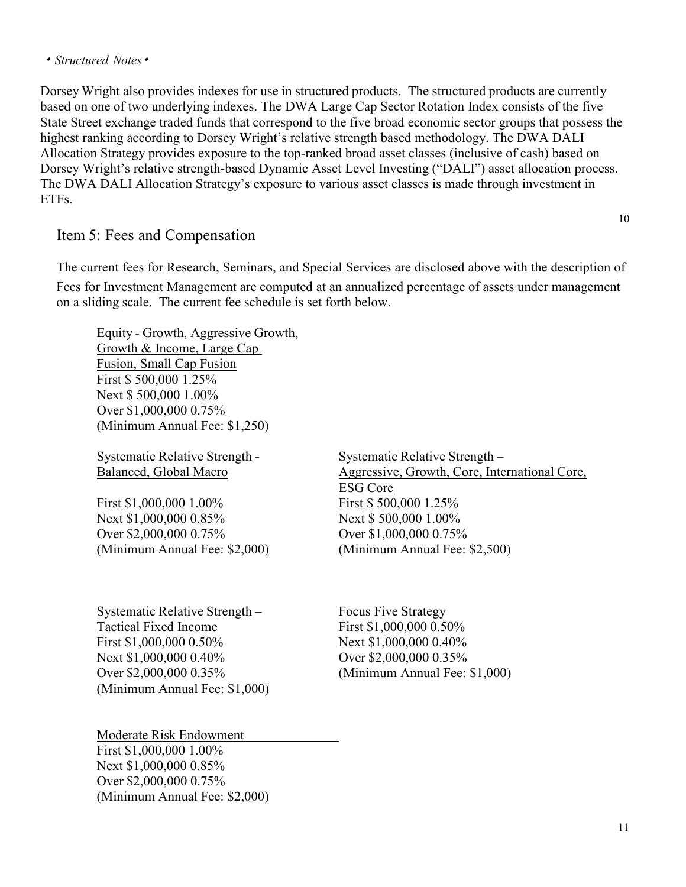*• Structured Notes •*

Dorsey Wright also provides indexes for use in structured products. The structured products are currently based on one of two underlying indexes. The DWA Large Cap Sector Rotation Index consists of the five State Street exchange traded funds that correspond to the five broad economic sector groups that possess the highest ranking according to Dorsey Wright's relative strength based methodology. The DWA DALI Allocation Strategy provides exposure to the top-ranked broad asset classes (inclusive of cash) based on Dorsey Wright's relative strength-based Dynamic Asset Level Investing ("DALI") asset allocation process. The DWA DALI Allocation Strategy's exposure to various asset classes is made through investment in ETFs.

## Item 5: Fees and Compensation

The current fees for Research, Seminars, and Special Services are disclosed above with the description of Fees for Investment Management are computed at an annualized percentage of assets under management on a sliding scale. The current fee schedule is set forth below.

Equity - Growth, Aggressive Growth, Growth & Income, Large Cap Fusion, Small Cap Fusion
First $ 500,000 1.25%
Next $ 500,000 1.00%
Over $1,000,000 0.75%
(Minimum Annual Fee: $1,250)

Systematic Relative Strength - Balanced, Global Macro
First $1,000,000 1.00%
Next $1,000,000 0.85%
Over $2,000,000 0.75%
(Minimum Annual Fee: $2,000)

Systematic Relative Strength – Aggressive, Growth, Core, International Core, ESG Core
First $ 500,000 1.25%
Next $ 500,000 1.00%
Over $1,000,000 0.75%
(Minimum Annual Fee: $2,500)

Systematic Relative Strength – Tactical Fixed Income
First $1,000,000 0.50%
Next $1,000,000 0.40%
Over $2,000,000 0.35%
(Minimum Annual Fee: $1,000)

Focus Five Strategy
First $1,000,000 0.50%
Next $1,000,000 0.40%
Over $2,000,000 0.35%
(Minimum Annual Fee: $1,000)

Moderate Risk Endowment
First $1,000,000 1.00%
Next $1,000,000 0.85%
Over $2,000,000 0.75%
(Minimum Annual Fee: $2,000)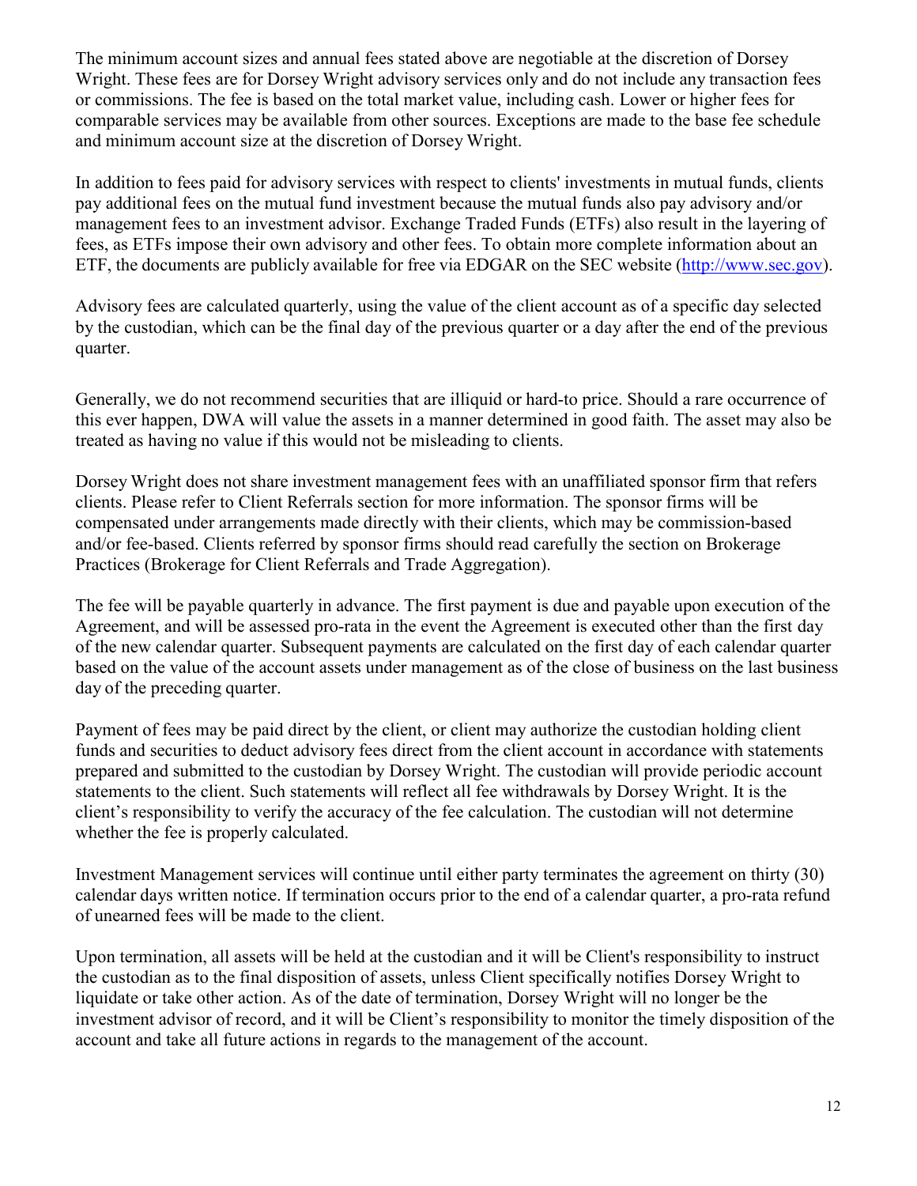The minimum account sizes and annual fees stated above are negotiable at the discretion of Dorsey Wright. These fees are for Dorsey Wright advisory services only and do not include any transaction fees or commissions. The fee is based on the total market value, including cash. Lower or higher fees for comparable services may be available from other sources. Exceptions are made to the base fee schedule and minimum account size at the discretion of Dorsey Wright.

In addition to fees paid for advisory services with respect to clients' investments in mutual funds, clients pay additional fees on the mutual fund investment because the mutual funds also pay advisory and/or management fees to an investment advisor. Exchange Traded Funds (ETFs) also result in the layering of fees, as ETFs impose their own advisory and other fees. To obtain more complete information about an ETF, the documents are publicly available for free via EDGAR on the SEC website (http://www.sec.gov).

Advisory fees are calculated quarterly, using the value of the client account as of a specific day selected by the custodian, which can be the final day of the previous quarter or a day after the end of the previous quarter.

Generally, we do not recommend securities that are illiquid or hard-to price. Should a rare occurrence of this ever happen, DWA will value the assets in a manner determined in good faith. The asset may also be treated as having no value if this would not be misleading to clients.

Dorsey Wright does not share investment management fees with an unaffiliated sponsor firm that refers clients. Please refer to Client Referrals section for more information. The sponsor firms will be compensated under arrangements made directly with their clients, which may be commission-based and/or fee-based. Clients referred by sponsor firms should read carefully the section on Brokerage Practices (Brokerage for Client Referrals and Trade Aggregation).

The fee will be payable quarterly in advance. The first payment is due and payable upon execution of the Agreement, and will be assessed pro-rata in the event the Agreement is executed other than the first day of the new calendar quarter. Subsequent payments are calculated on the first day of each calendar quarter based on the value of the account assets under management as of the close of business on the last business day of the preceding quarter.

Payment of fees may be paid direct by the client, or client may authorize the custodian holding client funds and securities to deduct advisory fees direct from the client account in accordance with statements prepared and submitted to the custodian by Dorsey Wright. The custodian will provide periodic account statements to the client. Such statements will reflect all fee withdrawals by Dorsey Wright. It is the client's responsibility to verify the accuracy of the fee calculation. The custodian will not determine whether the fee is properly calculated.

Investment Management services will continue until either party terminates the agreement on thirty (30) calendar days written notice. If termination occurs prior to the end of a calendar quarter, a pro-rata refund of unearned fees will be made to the client.

Upon termination, all assets will be held at the custodian and it will be Client's responsibility to instruct the custodian as to the final disposition of assets, unless Client specifically notifies Dorsey Wright to liquidate or take other action. As of the date of termination, Dorsey Wright will no longer be the investment advisor of record, and it will be Client's responsibility to monitor the timely disposition of the account and take all future actions in regards to the management of the account.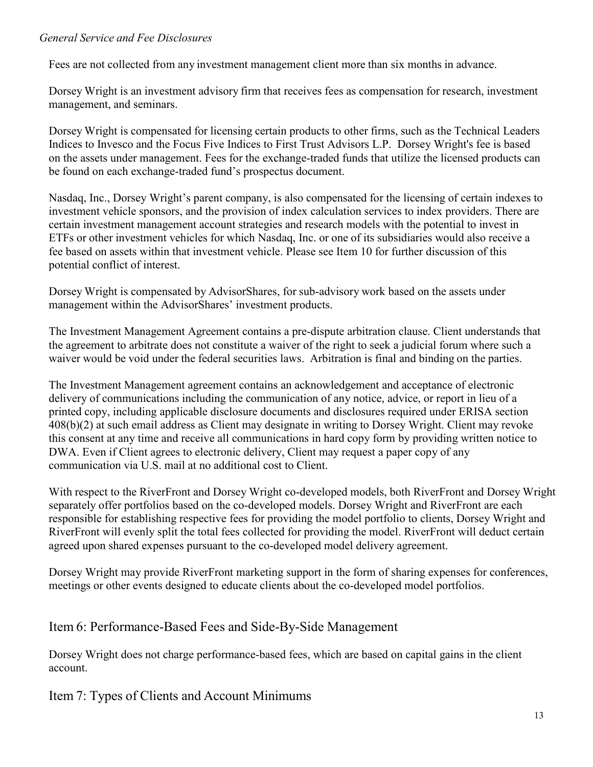*General Service and Fee Disclosures*

Fees are not collected from any investment management client more than six months in advance.

Dorsey Wright is an investment advisory firm that receives fees as compensation for research, investment management, and seminars.

Dorsey Wright is compensated for licensing certain products to other firms, such as the Technical Leaders Indices to Invesco and the Focus Five Indices to First Trust Advisors L.P. Dorsey Wright's fee is based on the assets under management. Fees for the exchange-traded funds that utilize the licensed products can be found on each exchange-traded fund's prospectus document.

Nasdaq, Inc., Dorsey Wright's parent company, is also compensated for the licensing of certain indexes to investment vehicle sponsors, and the provision of index calculation services to index providers. There are certain investment management account strategies and research models with the potential to invest in ETFs or other investment vehicles for which Nasdaq, Inc. or one of its subsidiaries would also receive a fee based on assets within that investment vehicle. Please see Item 10 for further discussion of this potential conflict of interest.

Dorsey Wright is compensated by AdvisorShares, for sub-advisory work based on the assets under management within the AdvisorShares' investment products.

The Investment Management Agreement contains a pre-dispute arbitration clause. Client understands that the agreement to arbitrate does not constitute a waiver of the right to seek a judicial forum where such a waiver would be void under the federal securities laws. Arbitration is final and binding on the parties.

The Investment Management agreement contains an acknowledgement and acceptance of electronic delivery of communications including the communication of any notice, advice, or report in lieu of a printed copy, including applicable disclosure documents and disclosures required under ERISA section 408(b)(2) at such email address as Client may designate in writing to Dorsey Wright. Client may revoke this consent at any time and receive all communications in hard copy form by providing written notice to DWA. Even if Client agrees to electronic delivery, Client may request a paper copy of any communication via U.S. mail at no additional cost to Client.

With respect to the RiverFront and Dorsey Wright co-developed models, both RiverFront and Dorsey Wright separately offer portfolios based on the co-developed models. Dorsey Wright and RiverFront are each responsible for establishing respective fees for providing the model portfolio to clients, Dorsey Wright and RiverFront will evenly split the total fees collected for providing the model. RiverFront will deduct certain agreed upon shared expenses pursuant to the co-developed model delivery agreement.

Dorsey Wright may provide RiverFront marketing support in the form of sharing expenses for conferences, meetings or other events designed to educate clients about the co-developed model portfolios.

## Item 6: Performance-Based Fees and Side-By-Side Management

Dorsey Wright does not charge performance-based fees, which are based on capital gains in the client account.

## Item 7: Types of Clients and Account Minimums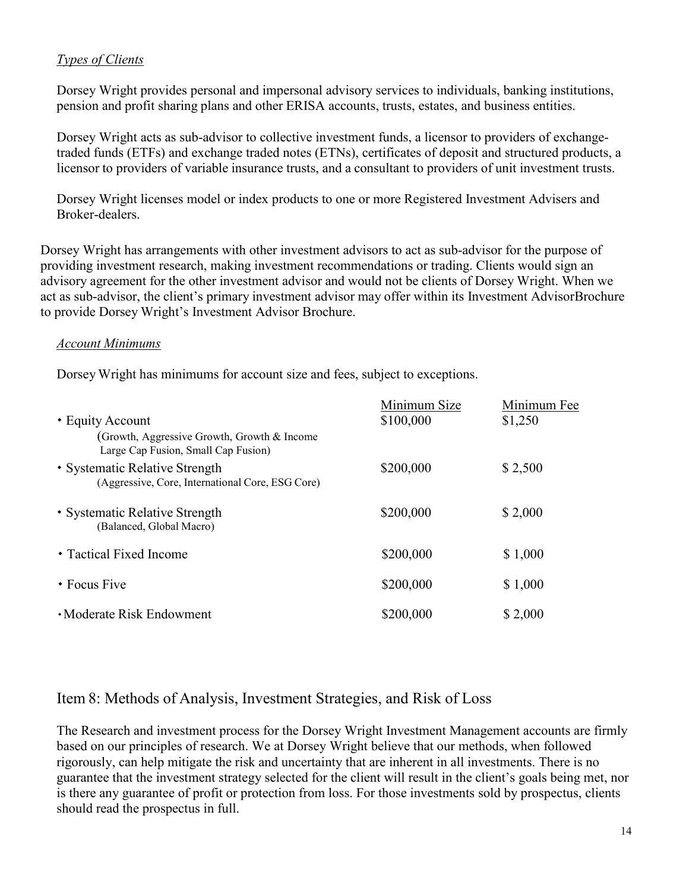*Types of Clients*

Dorsey Wright provides personal and impersonal advisory services to individuals, banking institutions, pension and profit sharing plans and other ERISA accounts, trusts, estates, and business entities.

Dorsey Wright acts as sub-advisor to collective investment funds, a licensor to providers of exchange-traded funds (ETFs) and exchange traded notes (ETNs), certificates of deposit and structured products, a licensor to providers of variable insurance trusts, and a consultant to providers of unit investment trusts.

Dorsey Wright licenses model or index products to one or more Registered Investment Advisers and Broker-dealers.

Dorsey Wright has arrangements with other investment advisors to act as sub-advisor for the purpose of providing investment research, making investment recommendations or trading. Clients would sign an advisory agreement for the other investment advisor and would not be clients of Dorsey Wright. When we act as sub-advisor, the client's primary investment advisor may offer within its Investment AdvisorBrochure to provide Dorsey Wright's Investment Advisor Brochure.

*Account Minimums*

Dorsey Wright has minimums for account size and fees, subject to exceptions.

| | Minimum Size | Minimum Fee |
|---|---|---|
| • Equity Account (Growth, Aggressive Growth, Growth & Income Large Cap Fusion, Small Cap Fusion) | \$100,000 | \$1,250 |
| • Systematic Relative Strength (Aggressive, Core, International Core, ESG Core) | \$200,000 | \$ 2,500 |
| • Systematic Relative Strength (Balanced, Global Macro) | \$200,000 | \$ 2,000 |
| • Tactical Fixed Income | \$200,000 | \$ 1,000 |
| • Focus Five | \$200,000 | \$ 1,000 |
| • Moderate Risk Endowment | \$200,000 | \$ 2,000 |

## Item 8: Methods of Analysis, Investment Strategies, and Risk of Loss

The Research and investment process for the Dorsey Wright Investment Management accounts are firmly based on our principles of research. We at Dorsey Wright believe that our methods, when followed rigorously, can help mitigate the risk and uncertainty that are inherent in all investments. There is no guarantee that the investment strategy selected for the client will result in the client's goals being met, nor is there any guarantee of profit or protection from loss. For those investments sold by prospectus, clients should read the prospectus in full.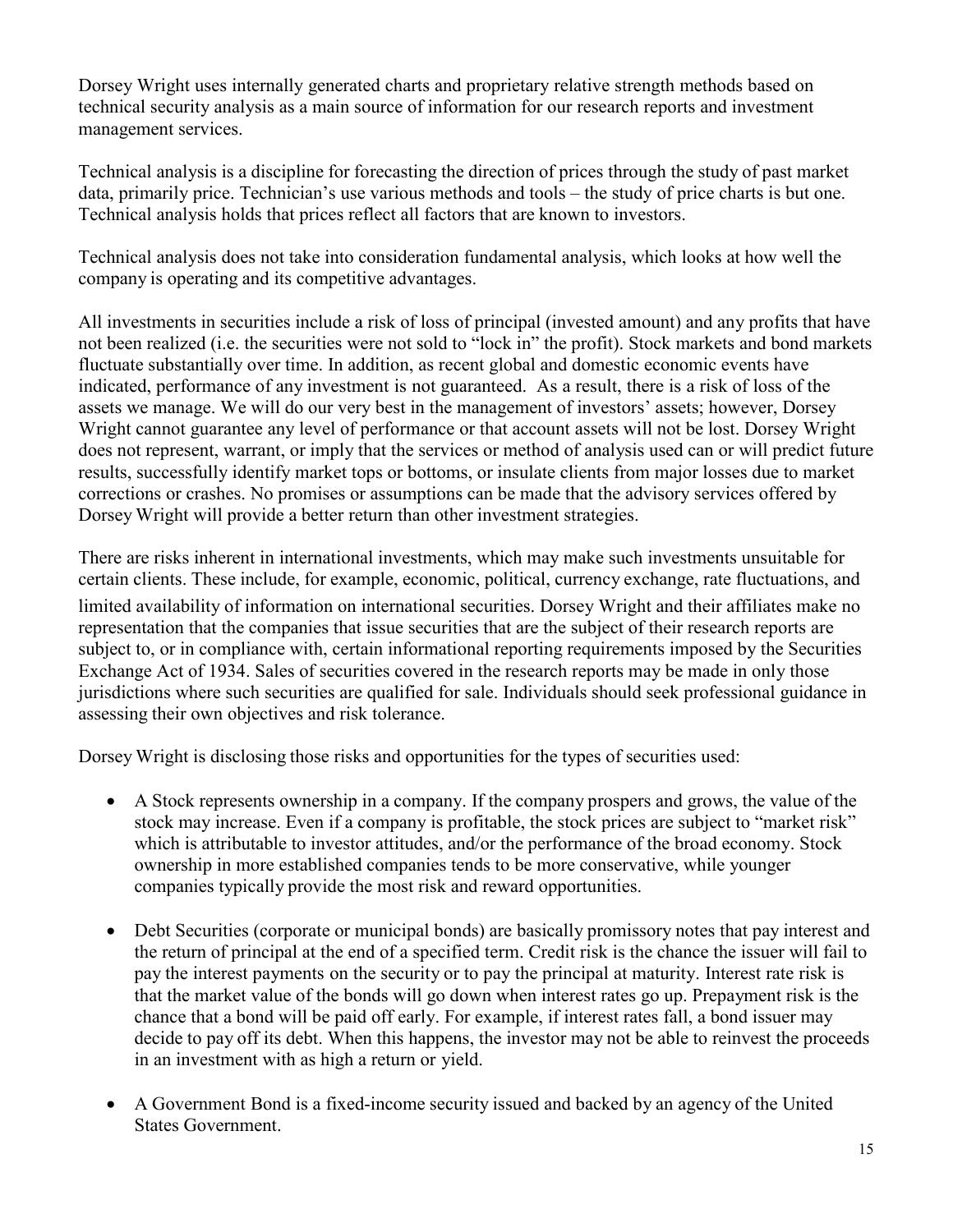Dorsey Wright uses internally generated charts and proprietary relative strength methods based on technical security analysis as a main source of information for our research reports and investment management services.

Technical analysis is a discipline for forecasting the direction of prices through the study of past market data, primarily price. Technician's use various methods and tools – the study of price charts is but one. Technical analysis holds that prices reflect all factors that are known to investors.

Technical analysis does not take into consideration fundamental analysis, which looks at how well the company is operating and its competitive advantages.

All investments in securities include a risk of loss of principal (invested amount) and any profits that have not been realized (i.e. the securities were not sold to "lock in" the profit). Stock markets and bond markets fluctuate substantially over time. In addition, as recent global and domestic economic events have indicated, performance of any investment is not guaranteed. As a result, there is a risk of loss of the assets we manage. We will do our very best in the management of investors' assets; however, Dorsey Wright cannot guarantee any level of performance or that account assets will not be lost. Dorsey Wright does not represent, warrant, or imply that the services or method of analysis used can or will predict future results, successfully identify market tops or bottoms, or insulate clients from major losses due to market corrections or crashes. No promises or assumptions can be made that the advisory services offered by Dorsey Wright will provide a better return than other investment strategies.

There are risks inherent in international investments, which may make such investments unsuitable for certain clients. These include, for example, economic, political, currency exchange, rate fluctuations, and limited availability of information on international securities. Dorsey Wright and their affiliates make no representation that the companies that issue securities that are the subject of their research reports are subject to, or in compliance with, certain informational reporting requirements imposed by the Securities Exchange Act of 1934. Sales of securities covered in the research reports may be made in only those jurisdictions where such securities are qualified for sale. Individuals should seek professional guidance in assessing their own objectives and risk tolerance.

Dorsey Wright is disclosing those risks and opportunities for the types of securities used:

- A Stock represents ownership in a company. If the company prospers and grows, the value of the stock may increase. Even if a company is profitable, the stock prices are subject to "market risk" which is attributable to investor attitudes, and/or the performance of the broad economy. Stock ownership in more established companies tends to be more conservative, while younger companies typically provide the most risk and reward opportunities.

- Debt Securities (corporate or municipal bonds) are basically promissory notes that pay interest and the return of principal at the end of a specified term. Credit risk is the chance the issuer will fail to pay the interest payments on the security or to pay the principal at maturity. Interest rate risk is that the market value of the bonds will go down when interest rates go up. Prepayment risk is the chance that a bond will be paid off early. For example, if interest rates fall, a bond issuer may decide to pay off its debt. When this happens, the investor may not be able to reinvest the proceeds in an investment with as high a return or yield.

- A Government Bond is a fixed-income security issued and backed by an agency of the United States Government.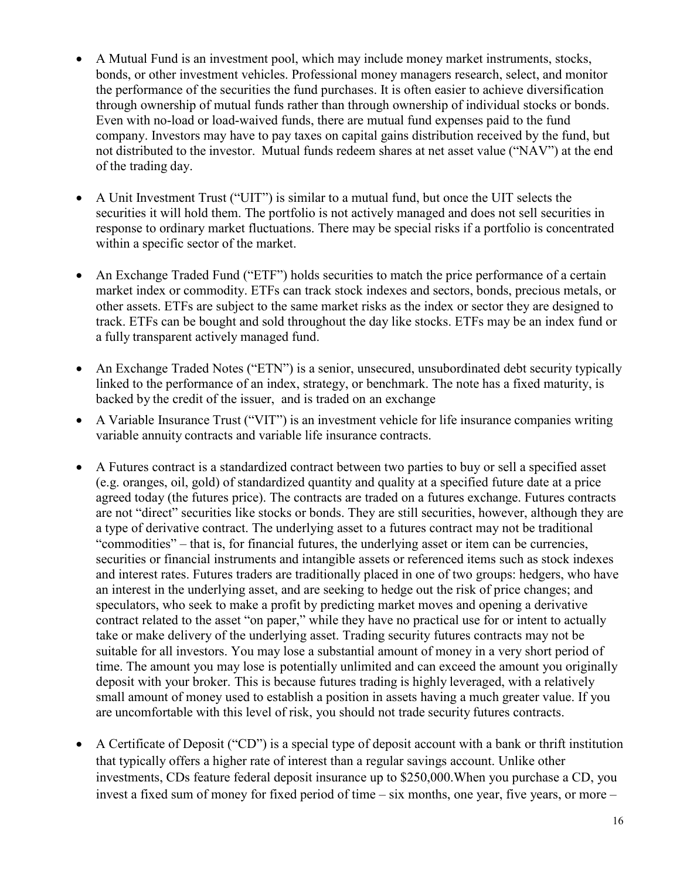- A Mutual Fund is an investment pool, which may include money market instruments, stocks, bonds, or other investment vehicles. Professional money managers research, select, and monitor the performance of the securities the fund purchases. It is often easier to achieve diversification through ownership of mutual funds rather than through ownership of individual stocks or bonds. Even with no-load or load-waived funds, there are mutual fund expenses paid to the fund company. Investors may have to pay taxes on capital gains distribution received by the fund, but not distributed to the investor. Mutual funds redeem shares at net asset value ("NAV") at the end of the trading day.

- A Unit Investment Trust ("UIT") is similar to a mutual fund, but once the UIT selects the securities it will hold them. The portfolio is not actively managed and does not sell securities in response to ordinary market fluctuations. There may be special risks if a portfolio is concentrated within a specific sector of the market.

- An Exchange Traded Fund ("ETF") holds securities to match the price performance of a certain market index or commodity. ETFs can track stock indexes and sectors, bonds, precious metals, or other assets. ETFs are subject to the same market risks as the index or sector they are designed to track. ETFs can be bought and sold throughout the day like stocks. ETFs may be an index fund or a fully transparent actively managed fund.

- An Exchange Traded Notes ("ETN") is a senior, unsecured, unsubordinated debt security typically linked to the performance of an index, strategy, or benchmark. The note has a fixed maturity, is backed by the credit of the issuer, and is traded on an exchange

- A Variable Insurance Trust ("VIT") is an investment vehicle for life insurance companies writing variable annuity contracts and variable life insurance contracts.

- A Futures contract is a standardized contract between two parties to buy or sell a specified asset (e.g. oranges, oil, gold) of standardized quantity and quality at a specified future date at a price agreed today (the futures price). The contracts are traded on a futures exchange. Futures contracts are not "direct" securities like stocks or bonds. They are still securities, however, although they are a type of derivative contract. The underlying asset to a futures contract may not be traditional "commodities" – that is, for financial futures, the underlying asset or item can be currencies, securities or financial instruments and intangible assets or referenced items such as stock indexes and interest rates. Futures traders are traditionally placed in one of two groups: hedgers, who have an interest in the underlying asset, and are seeking to hedge out the risk of price changes; and speculators, who seek to make a profit by predicting market moves and opening a derivative contract related to the asset "on paper," while they have no practical use for or intent to actually take or make delivery of the underlying asset. Trading security futures contracts may not be suitable for all investors. You may lose a substantial amount of money in a very short period of time. The amount you may lose is potentially unlimited and can exceed the amount you originally deposit with your broker. This is because futures trading is highly leveraged, with a relatively small amount of money used to establish a position in assets having a much greater value. If you are uncomfortable with this level of risk, you should not trade security futures contracts.

- A Certificate of Deposit ("CD") is a special type of deposit account with a bank or thrift institution that typically offers a higher rate of interest than a regular savings account. Unlike other investments, CDs feature federal deposit insurance up to $250,000.When you purchase a CD, you invest a fixed sum of money for fixed period of time – six months, one year, five years, or more –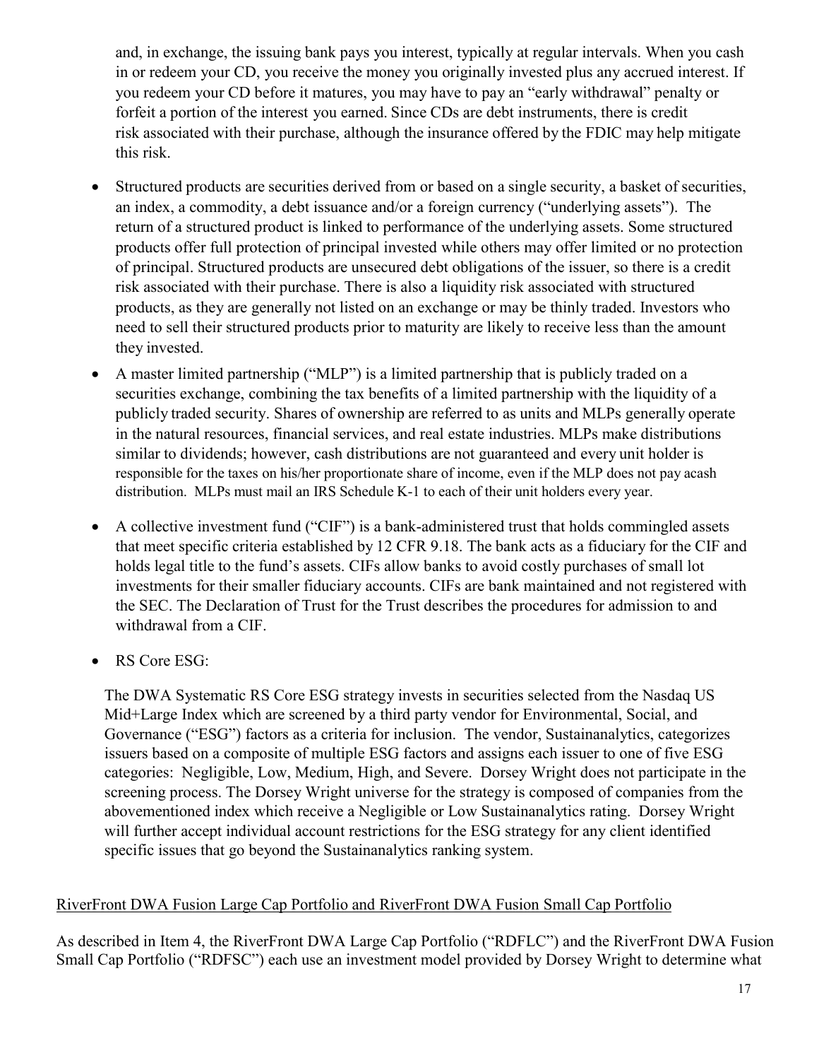and, in exchange, the issuing bank pays you interest, typically at regular intervals. When you cash in or redeem your CD, you receive the money you originally invested plus any accrued interest. If you redeem your CD before it matures, you may have to pay an "early withdrawal" penalty or forfeit a portion of the interest you earned. Since CDs are debt instruments, there is credit risk associated with their purchase, although the insurance offered by the FDIC may help mitigate this risk.

- Structured products are securities derived from or based on a single security, a basket of securities, an index, a commodity, a debt issuance and/or a foreign currency ("underlying assets"). The return of a structured product is linked to performance of the underlying assets. Some structured products offer full protection of principal invested while others may offer limited or no protection of principal. Structured products are unsecured debt obligations of the issuer, so there is a credit risk associated with their purchase. There is also a liquidity risk associated with structured products, as they are generally not listed on an exchange or may be thinly traded. Investors who need to sell their structured products prior to maturity are likely to receive less than the amount they invested.
- A master limited partnership ("MLP") is a limited partnership that is publicly traded on a securities exchange, combining the tax benefits of a limited partnership with the liquidity of a publicly traded security. Shares of ownership are referred to as units and MLPs generally operate in the natural resources, financial services, and real estate industries. MLPs make distributions similar to dividends; however, cash distributions are not guaranteed and every unit holder is responsible for the taxes on his/her proportionate share of income, even if the MLP does not pay acash distribution. MLPs must mail an IRS Schedule K-1 to each of their unit holders every year.
- A collective investment fund ("CIF") is a bank-administered trust that holds commingled assets that meet specific criteria established by 12 CFR 9.18. The bank acts as a fiduciary for the CIF and holds legal title to the fund's assets. CIFs allow banks to avoid costly purchases of small lot investments for their smaller fiduciary accounts. CIFs are bank maintained and not registered with the SEC. The Declaration of Trust for the Trust describes the procedures for admission to and withdrawal from a CIF.
- RS Core ESG:

  The DWA Systematic RS Core ESG strategy invests in securities selected from the Nasdaq US Mid+Large Index which are screened by a third party vendor for Environmental, Social, and Governance ("ESG") factors as a criteria for inclusion. The vendor, Sustainanalytics, categorizes issuers based on a composite of multiple ESG factors and assigns each issuer to one of five ESG categories: Negligible, Low, Medium, High, and Severe. Dorsey Wright does not participate in the screening process. The Dorsey Wright universe for the strategy is composed of companies from the abovementioned index which receive a Negligible or Low Sustainanalytics rating. Dorsey Wright will further accept individual account restrictions for the ESG strategy for any client identified specific issues that go beyond the Sustainanalytics ranking system.

RiverFront DWA Fusion Large Cap Portfolio and RiverFront DWA Fusion Small Cap Portfolio

As described in Item 4, the RiverFront DWA Large Cap Portfolio ("RDFLC") and the RiverFront DWA Fusion Small Cap Portfolio ("RDFSC") each use an investment model provided by Dorsey Wright to determine what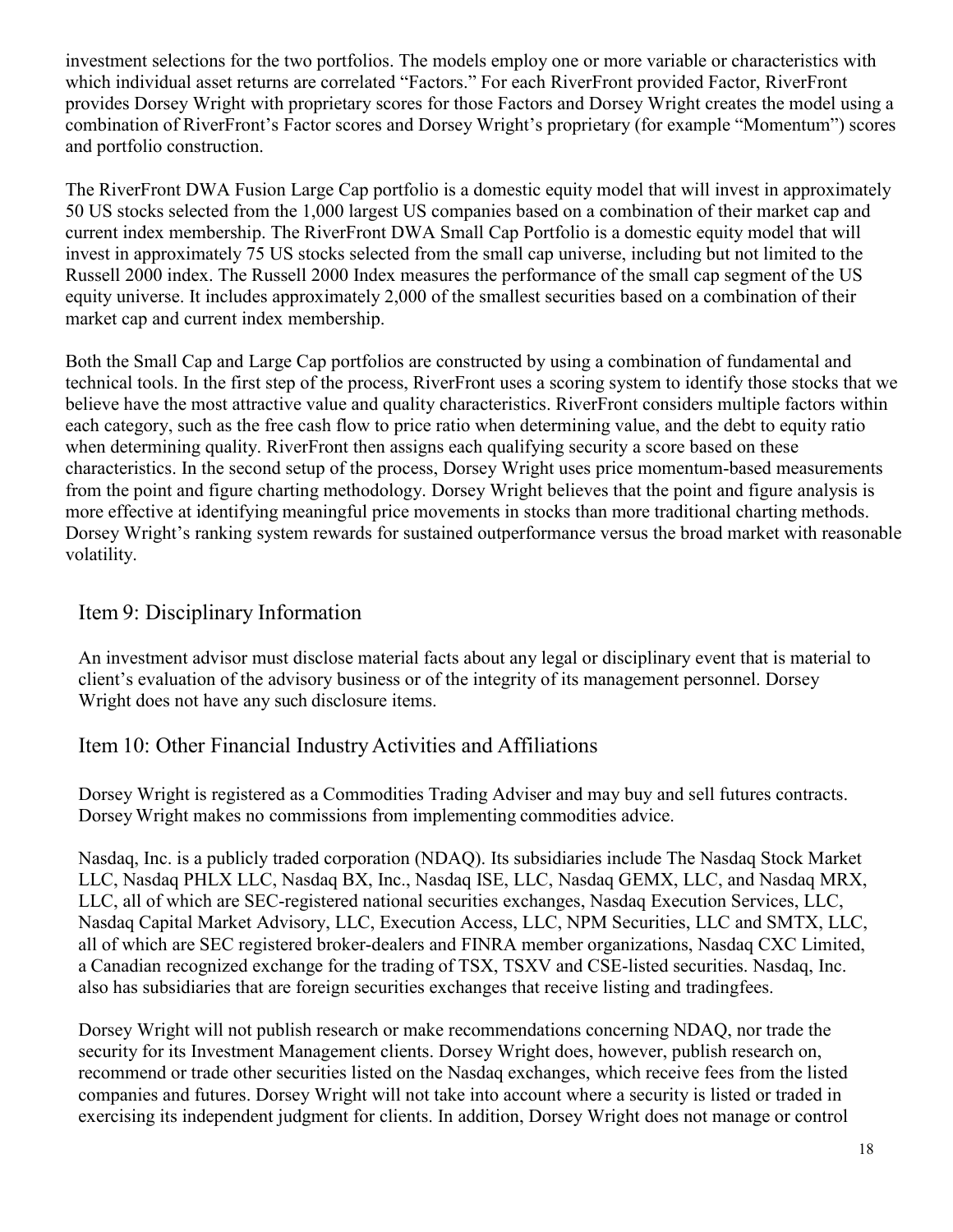investment selections for the two portfolios. The models employ one or more variable or characteristics with which individual asset returns are correlated "Factors." For each RiverFront provided Factor, RiverFront provides Dorsey Wright with proprietary scores for those Factors and Dorsey Wright creates the model using a combination of RiverFront's Factor scores and Dorsey Wright's proprietary (for example "Momentum") scores and portfolio construction.

The RiverFront DWA Fusion Large Cap portfolio is a domestic equity model that will invest in approximately 50 US stocks selected from the 1,000 largest US companies based on a combination of their market cap and current index membership. The RiverFront DWA Small Cap Portfolio is a domestic equity model that will invest in approximately 75 US stocks selected from the small cap universe, including but not limited to the Russell 2000 index. The Russell 2000 Index measures the performance of the small cap segment of the US equity universe. It includes approximately 2,000 of the smallest securities based on a combination of their market cap and current index membership.

Both the Small Cap and Large Cap portfolios are constructed by using a combination of fundamental and technical tools. In the first step of the process, RiverFront uses a scoring system to identify those stocks that we believe have the most attractive value and quality characteristics. RiverFront considers multiple factors within each category, such as the free cash flow to price ratio when determining value, and the debt to equity ratio when determining quality. RiverFront then assigns each qualifying security a score based on these characteristics. In the second setup of the process, Dorsey Wright uses price momentum-based measurements from the point and figure charting methodology. Dorsey Wright believes that the point and figure analysis is more effective at identifying meaningful price movements in stocks than more traditional charting methods. Dorsey Wright's ranking system rewards for sustained outperformance versus the broad market with reasonable volatility.

## Item 9: Disciplinary Information

An investment advisor must disclose material facts about any legal or disciplinary event that is material to client's evaluation of the advisory business or of the integrity of its management personnel. Dorsey Wright does not have any such disclosure items.

## Item 10: Other Financial Industry Activities and Affiliations

Dorsey Wright is registered as a Commodities Trading Adviser and may buy and sell futures contracts. Dorsey Wright makes no commissions from implementing commodities advice.

Nasdaq, Inc. is a publicly traded corporation (NDAQ). Its subsidiaries include The Nasdaq Stock Market LLC, Nasdaq PHLX LLC, Nasdaq BX, Inc., Nasdaq ISE, LLC, Nasdaq GEMX, LLC, and Nasdaq MRX, LLC, all of which are SEC-registered national securities exchanges, Nasdaq Execution Services, LLC, Nasdaq Capital Market Advisory, LLC, Execution Access, LLC, NPM Securities, LLC and SMTX, LLC, all of which are SEC registered broker-dealers and FINRA member organizations, Nasdaq CXC Limited, a Canadian recognized exchange for the trading of TSX, TSXV and CSE-listed securities. Nasdaq, Inc. also has subsidiaries that are foreign securities exchanges that receive listing and tradingfees.

Dorsey Wright will not publish research or make recommendations concerning NDAQ, nor trade the security for its Investment Management clients. Dorsey Wright does, however, publish research on, recommend or trade other securities listed on the Nasdaq exchanges, which receive fees from the listed companies and futures. Dorsey Wright will not take into account where a security is listed or traded in exercising its independent judgment for clients. In addition, Dorsey Wright does not manage or control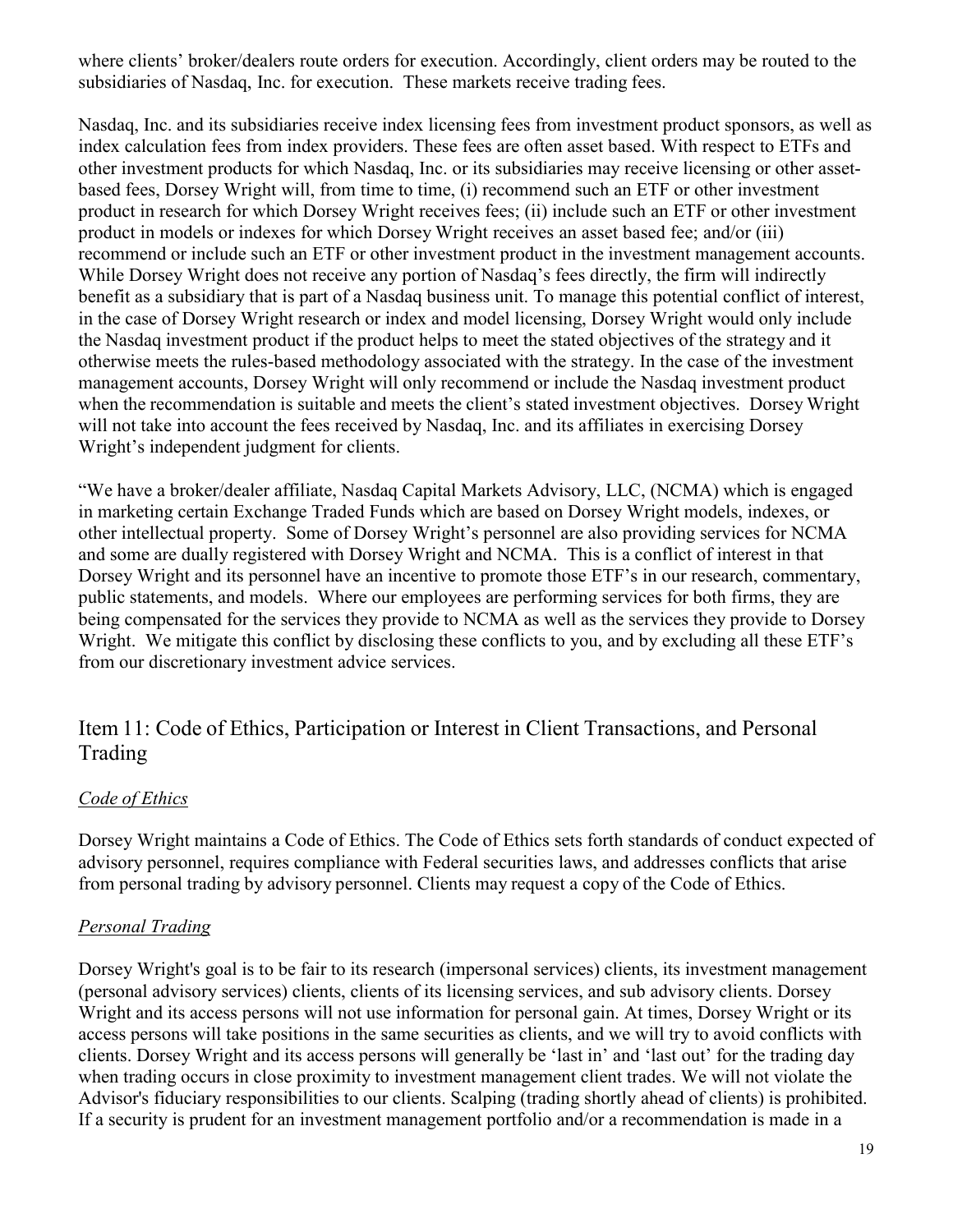where clients' broker/dealers route orders for execution. Accordingly, client orders may be routed to the subsidiaries of Nasdaq, Inc. for execution. These markets receive trading fees.

Nasdaq, Inc. and its subsidiaries receive index licensing fees from investment product sponsors, as well as index calculation fees from index providers. These fees are often asset based. With respect to ETFs and other investment products for which Nasdaq, Inc. or its subsidiaries may receive licensing or other asset-based fees, Dorsey Wright will, from time to time, (i) recommend such an ETF or other investment product in research for which Dorsey Wright receives fees; (ii) include such an ETF or other investment product in models or indexes for which Dorsey Wright receives an asset based fee; and/or (iii) recommend or include such an ETF or other investment product in the investment management accounts. While Dorsey Wright does not receive any portion of Nasdaq's fees directly, the firm will indirectly benefit as a subsidiary that is part of a Nasdaq business unit. To manage this potential conflict of interest, in the case of Dorsey Wright research or index and model licensing, Dorsey Wright would only include the Nasdaq investment product if the product helps to meet the stated objectives of the strategy and it otherwise meets the rules-based methodology associated with the strategy. In the case of the investment management accounts, Dorsey Wright will only recommend or include the Nasdaq investment product when the recommendation is suitable and meets the client's stated investment objectives. Dorsey Wright will not take into account the fees received by Nasdaq, Inc. and its affiliates in exercising Dorsey Wright's independent judgment for clients.

"We have a broker/dealer affiliate, Nasdaq Capital Markets Advisory, LLC, (NCMA) which is engaged in marketing certain Exchange Traded Funds which are based on Dorsey Wright models, indexes, or other intellectual property. Some of Dorsey Wright's personnel are also providing services for NCMA and some are dually registered with Dorsey Wright and NCMA. This is a conflict of interest in that Dorsey Wright and its personnel have an incentive to promote those ETF's in our research, commentary, public statements, and models. Where our employees are performing services for both firms, they are being compensated for the services they provide to NCMA as well as the services they provide to Dorsey Wright. We mitigate this conflict by disclosing these conflicts to you, and by excluding all these ETF's from our discretionary investment advice services.

## Item 11: Code of Ethics, Participation or Interest in Client Transactions, and Personal Trading

### *Code of Ethics*

Dorsey Wright maintains a Code of Ethics. The Code of Ethics sets forth standards of conduct expected of advisory personnel, requires compliance with Federal securities laws, and addresses conflicts that arise from personal trading by advisory personnel. Clients may request a copy of the Code of Ethics.

### *Personal Trading*

Dorsey Wright's goal is to be fair to its research (impersonal services) clients, its investment management (personal advisory services) clients, clients of its licensing services, and sub advisory clients. Dorsey Wright and its access persons will not use information for personal gain. At times, Dorsey Wright or its access persons will take positions in the same securities as clients, and we will try to avoid conflicts with clients. Dorsey Wright and its access persons will generally be 'last in' and 'last out' for the trading day when trading occurs in close proximity to investment management client trades. We will not violate the Advisor's fiduciary responsibilities to our clients. Scalping (trading shortly ahead of clients) is prohibited. If a security is prudent for an investment management portfolio and/or a recommendation is made in a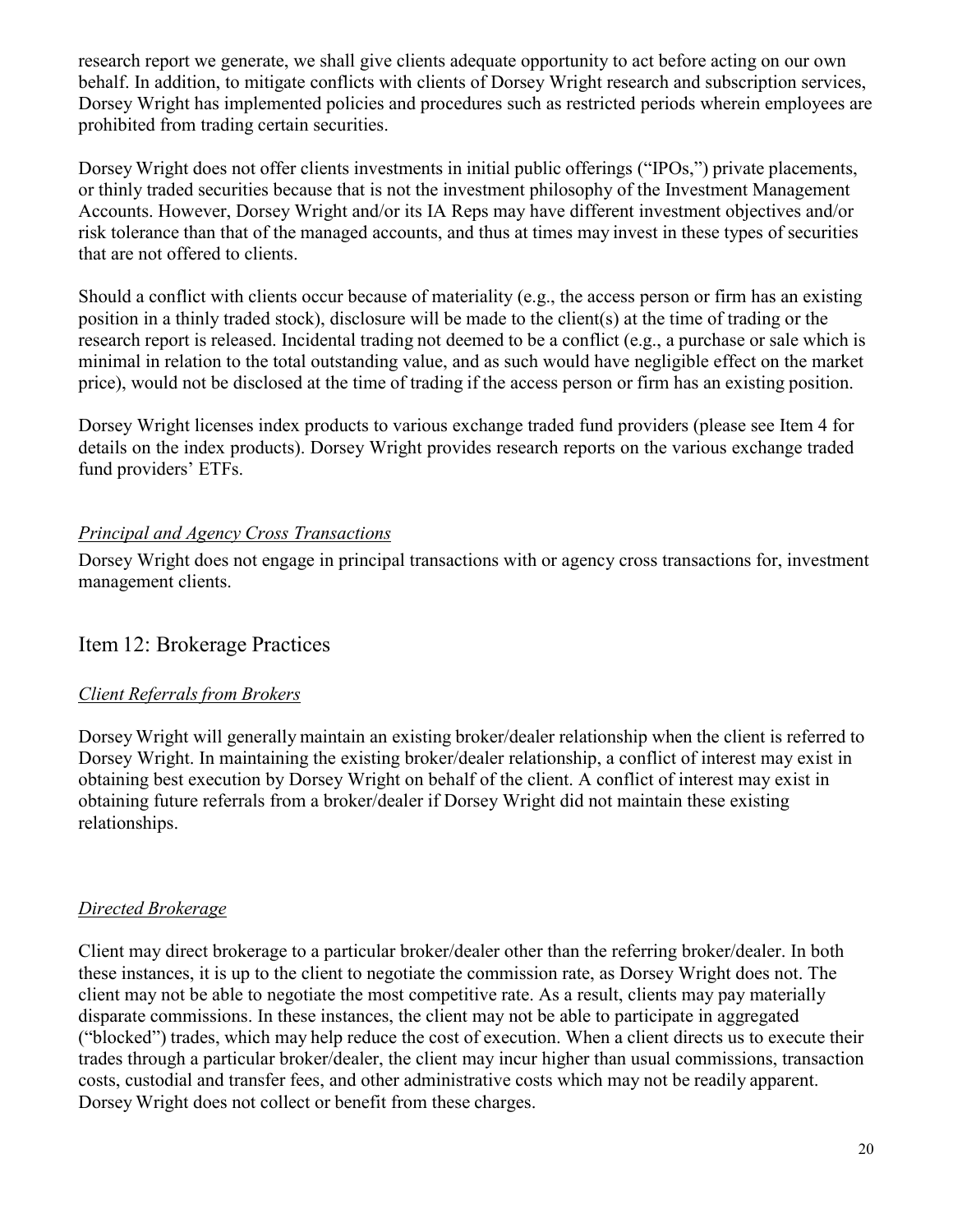research report we generate, we shall give clients adequate opportunity to act before acting on our own behalf. In addition, to mitigate conflicts with clients of Dorsey Wright research and subscription services, Dorsey Wright has implemented policies and procedures such as restricted periods wherein employees are prohibited from trading certain securities.

Dorsey Wright does not offer clients investments in initial public offerings ("IPOs,") private placements, or thinly traded securities because that is not the investment philosophy of the Investment Management Accounts. However, Dorsey Wright and/or its IA Reps may have different investment objectives and/or risk tolerance than that of the managed accounts, and thus at times may invest in these types of securities that are not offered to clients.

Should a conflict with clients occur because of materiality (e.g., the access person or firm has an existing position in a thinly traded stock), disclosure will be made to the client(s) at the time of trading or the research report is released. Incidental trading not deemed to be a conflict (e.g., a purchase or sale which is minimal in relation to the total outstanding value, and as such would have negligible effect on the market price), would not be disclosed at the time of trading if the access person or firm has an existing position.

Dorsey Wright licenses index products to various exchange traded fund providers (please see Item 4 for details on the index products). Dorsey Wright provides research reports on the various exchange traded fund providers' ETFs.

### *Principal and Agency Cross Transactions*

Dorsey Wright does not engage in principal transactions with or agency cross transactions for, investment management clients.

## Item 12: Brokerage Practices

### *Client Referrals from Brokers*

Dorsey Wright will generally maintain an existing broker/dealer relationship when the client is referred to Dorsey Wright. In maintaining the existing broker/dealer relationship, a conflict of interest may exist in obtaining best execution by Dorsey Wright on behalf of the client. A conflict of interest may exist in obtaining future referrals from a broker/dealer if Dorsey Wright did not maintain these existing relationships.

### *Directed Brokerage*

Client may direct brokerage to a particular broker/dealer other than the referring broker/dealer. In both these instances, it is up to the client to negotiate the commission rate, as Dorsey Wright does not. The client may not be able to negotiate the most competitive rate. As a result, clients may pay materially disparate commissions. In these instances, the client may not be able to participate in aggregated ("blocked") trades, which may help reduce the cost of execution. When a client directs us to execute their trades through a particular broker/dealer, the client may incur higher than usual commissions, transaction costs, custodial and transfer fees, and other administrative costs which may not be readily apparent. Dorsey Wright does not collect or benefit from these charges.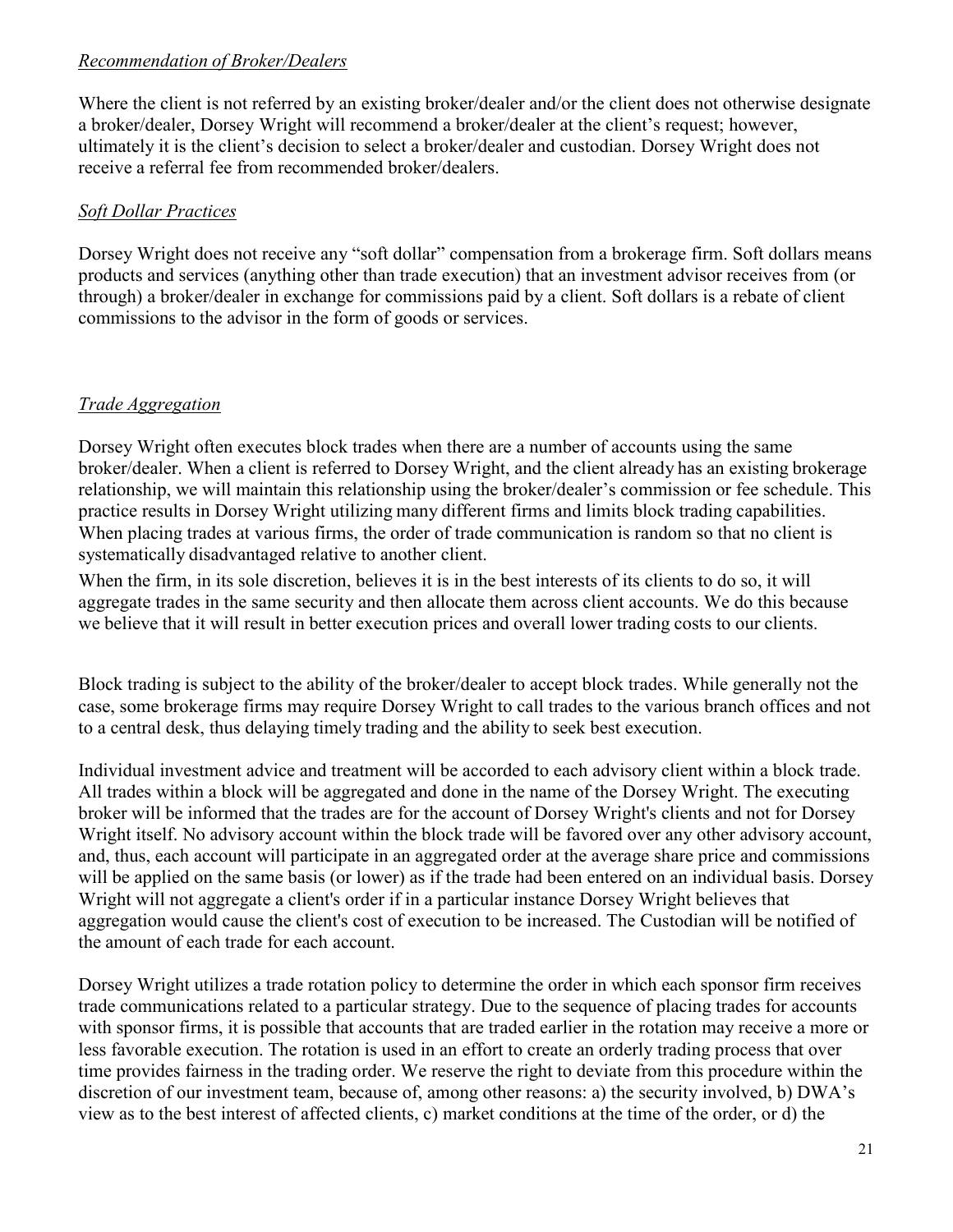*Recommendation of Broker/Dealers*

Where the client is not referred by an existing broker/dealer and/or the client does not otherwise designate a broker/dealer, Dorsey Wright will recommend a broker/dealer at the client's request; however, ultimately it is the client's decision to select a broker/dealer and custodian. Dorsey Wright does not receive a referral fee from recommended broker/dealers.

*Soft Dollar Practices*

Dorsey Wright does not receive any "soft dollar" compensation from a brokerage firm. Soft dollars means products and services (anything other than trade execution) that an investment advisor receives from (or through) a broker/dealer in exchange for commissions paid by a client. Soft dollars is a rebate of client commissions to the advisor in the form of goods or services.

*Trade Aggregation*

Dorsey Wright often executes block trades when there are a number of accounts using the same broker/dealer. When a client is referred to Dorsey Wright, and the client already has an existing brokerage relationship, we will maintain this relationship using the broker/dealer's commission or fee schedule. This practice results in Dorsey Wright utilizing many different firms and limits block trading capabilities. When placing trades at various firms, the order of trade communication is random so that no client is systematically disadvantaged relative to another client.

When the firm, in its sole discretion, believes it is in the best interests of its clients to do so, it will aggregate trades in the same security and then allocate them across client accounts. We do this because we believe that it will result in better execution prices and overall lower trading costs to our clients.

Block trading is subject to the ability of the broker/dealer to accept block trades. While generally not the case, some brokerage firms may require Dorsey Wright to call trades to the various branch offices and not to a central desk, thus delaying timely trading and the ability to seek best execution.

Individual investment advice and treatment will be accorded to each advisory client within a block trade. All trades within a block will be aggregated and done in the name of the Dorsey Wright. The executing broker will be informed that the trades are for the account of Dorsey Wright's clients and not for Dorsey Wright itself. No advisory account within the block trade will be favored over any other advisory account, and, thus, each account will participate in an aggregated order at the average share price and commissions will be applied on the same basis (or lower) as if the trade had been entered on an individual basis. Dorsey Wright will not aggregate a client's order if in a particular instance Dorsey Wright believes that aggregation would cause the client's cost of execution to be increased. The Custodian will be notified of the amount of each trade for each account.

Dorsey Wright utilizes a trade rotation policy to determine the order in which each sponsor firm receives trade communications related to a particular strategy. Due to the sequence of placing trades for accounts with sponsor firms, it is possible that accounts that are traded earlier in the rotation may receive a more or less favorable execution. The rotation is used in an effort to create an orderly trading process that over time provides fairness in the trading order. We reserve the right to deviate from this procedure within the discretion of our investment team, because of, among other reasons: a) the security involved, b) DWA's view as to the best interest of affected clients, c) market conditions at the time of the order, or d) the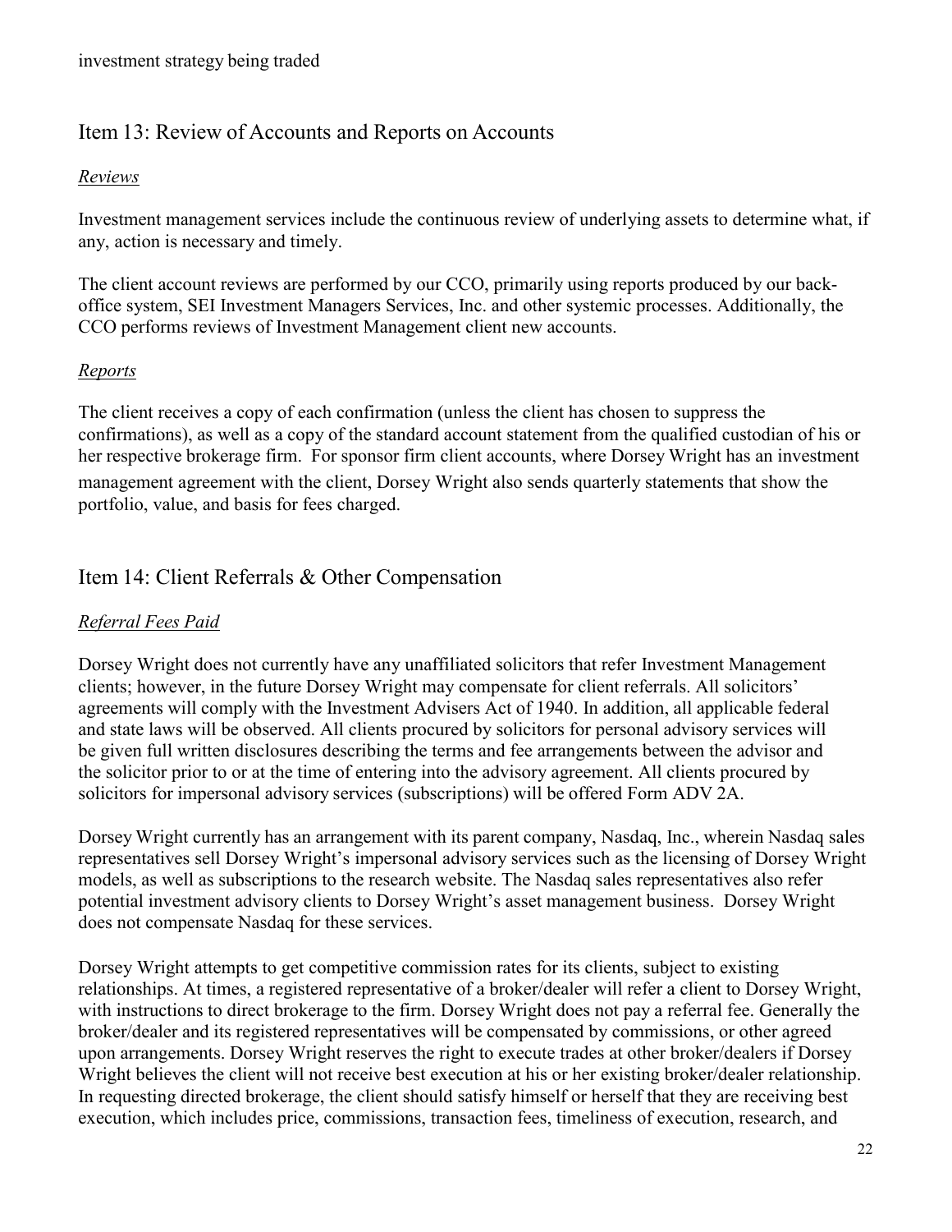investment strategy being traded

## Item 13: Review of Accounts and Reports on Accounts

### *Reviews*

Investment management services include the continuous review of underlying assets to determine what, if any, action is necessary and timely.

The client account reviews are performed by our CCO, primarily using reports produced by our back-office system, SEI Investment Managers Services, Inc. and other systemic processes. Additionally, the CCO performs reviews of Investment Management client new accounts.

### *Reports*

The client receives a copy of each confirmation (unless the client has chosen to suppress the confirmations), as well as a copy of the standard account statement from the qualified custodian of his or her respective brokerage firm. For sponsor firm client accounts, where Dorsey Wright has an investment management agreement with the client, Dorsey Wright also sends quarterly statements that show the portfolio, value, and basis for fees charged.

## Item 14: Client Referrals & Other Compensation

### *Referral Fees Paid*

Dorsey Wright does not currently have any unaffiliated solicitors that refer Investment Management clients; however, in the future Dorsey Wright may compensate for client referrals. All solicitors' agreements will comply with the Investment Advisers Act of 1940. In addition, all applicable federal and state laws will be observed. All clients procured by solicitors for personal advisory services will be given full written disclosures describing the terms and fee arrangements between the advisor and the solicitor prior to or at the time of entering into the advisory agreement. All clients procured by solicitors for impersonal advisory services (subscriptions) will be offered Form ADV 2A.

Dorsey Wright currently has an arrangement with its parent company, Nasdaq, Inc., wherein Nasdaq sales representatives sell Dorsey Wright's impersonal advisory services such as the licensing of Dorsey Wright models, as well as subscriptions to the research website. The Nasdaq sales representatives also refer potential investment advisory clients to Dorsey Wright's asset management business. Dorsey Wright does not compensate Nasdaq for these services.

Dorsey Wright attempts to get competitive commission rates for its clients, subject to existing relationships. At times, a registered representative of a broker/dealer will refer a client to Dorsey Wright, with instructions to direct brokerage to the firm. Dorsey Wright does not pay a referral fee. Generally the broker/dealer and its registered representatives will be compensated by commissions, or other agreed upon arrangements. Dorsey Wright reserves the right to execute trades at other broker/dealers if Dorsey Wright believes the client will not receive best execution at his or her existing broker/dealer relationship. In requesting directed brokerage, the client should satisfy himself or herself that they are receiving best execution, which includes price, commissions, transaction fees, timeliness of execution, research, and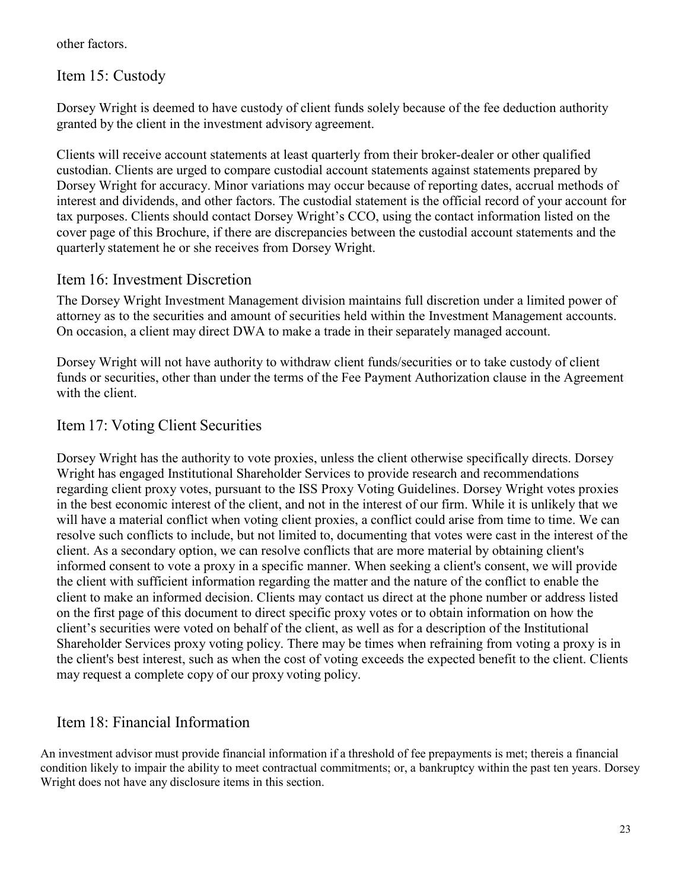other factors.

## Item 15: Custody

Dorsey Wright is deemed to have custody of client funds solely because of the fee deduction authority granted by the client in the investment advisory agreement.

Clients will receive account statements at least quarterly from their broker-dealer or other qualified custodian. Clients are urged to compare custodial account statements against statements prepared by Dorsey Wright for accuracy. Minor variations may occur because of reporting dates, accrual methods of interest and dividends, and other factors. The custodial statement is the official record of your account for tax purposes. Clients should contact Dorsey Wright's CCO, using the contact information listed on the cover page of this Brochure, if there are discrepancies between the custodial account statements and the quarterly statement he or she receives from Dorsey Wright.

## Item 16: Investment Discretion

The Dorsey Wright Investment Management division maintains full discretion under a limited power of attorney as to the securities and amount of securities held within the Investment Management accounts. On occasion, a client may direct DWA to make a trade in their separately managed account.

Dorsey Wright will not have authority to withdraw client funds/securities or to take custody of client funds or securities, other than under the terms of the Fee Payment Authorization clause in the Agreement with the client.

## Item 17: Voting Client Securities

Dorsey Wright has the authority to vote proxies, unless the client otherwise specifically directs. Dorsey Wright has engaged Institutional Shareholder Services to provide research and recommendations regarding client proxy votes, pursuant to the ISS Proxy Voting Guidelines. Dorsey Wright votes proxies in the best economic interest of the client, and not in the interest of our firm. While it is unlikely that we will have a material conflict when voting client proxies, a conflict could arise from time to time. We can resolve such conflicts to include, but not limited to, documenting that votes were cast in the interest of the client. As a secondary option, we can resolve conflicts that are more material by obtaining client's informed consent to vote a proxy in a specific manner. When seeking a client's consent, we will provide the client with sufficient information regarding the matter and the nature of the conflict to enable the client to make an informed decision. Clients may contact us direct at the phone number or address listed on the first page of this document to direct specific proxy votes or to obtain information on how the client's securities were voted on behalf of the client, as well as for a description of the Institutional Shareholder Services proxy voting policy. There may be times when refraining from voting a proxy is in the client's best interest, such as when the cost of voting exceeds the expected benefit to the client. Clients may request a complete copy of our proxy voting policy.

## Item 18: Financial Information

An investment advisor must provide financial information if a threshold of fee prepayments is met; thereis a financial condition likely to impair the ability to meet contractual commitments; or, a bankruptcy within the past ten years. Dorsey Wright does not have any disclosure items in this section.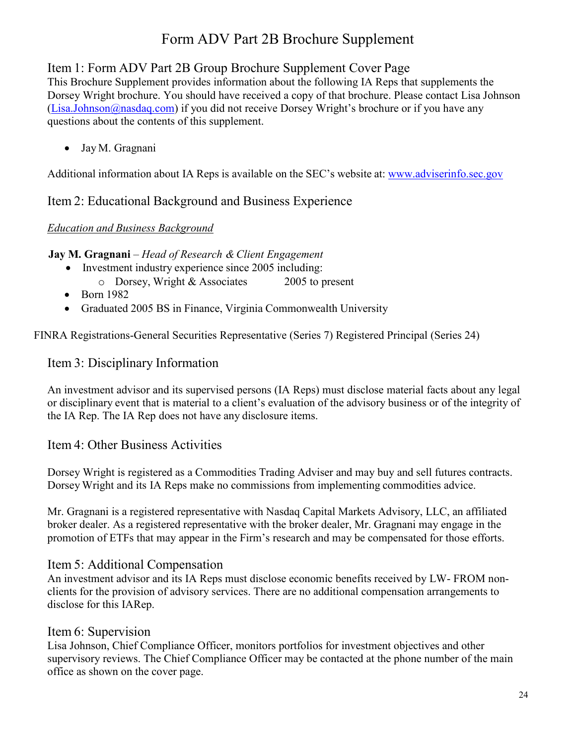# Form ADV Part 2B Brochure Supplement

## Item 1: Form ADV Part 2B Group Brochure Supplement Cover Page

This Brochure Supplement provides information about the following IA Reps that supplements the Dorsey Wright brochure. You should have received a copy of that brochure. Please contact Lisa Johnson (Lisa.Johnson@nasdaq.com) if you did not receive Dorsey Wright's brochure or if you have any questions about the contents of this supplement.

- Jay M. Gragnani

Additional information about IA Reps is available on the SEC's website at: www.adviserinfo.sec.gov

## Item 2: Educational Background and Business Experience

*Education and Business Background*

**Jay M. Gragnani** – *Head of Research & Client Engagement*

- Investment industry experience since 2005 including:
  - Dorsey, Wright & Associates 2005 to present
- Born 1982
- Graduated 2005 BS in Finance, Virginia Commonwealth University

FINRA Registrations-General Securities Representative (Series 7) Registered Principal (Series 24)

## Item 3: Disciplinary Information

An investment advisor and its supervised persons (IA Reps) must disclose material facts about any legal or disciplinary event that is material to a client's evaluation of the advisory business or of the integrity of the IA Rep. The IA Rep does not have any disclosure items.

## Item 4: Other Business Activities

Dorsey Wright is registered as a Commodities Trading Adviser and may buy and sell futures contracts. Dorsey Wright and its IA Reps make no commissions from implementing commodities advice.

Mr. Gragnani is a registered representative with Nasdaq Capital Markets Advisory, LLC, an affiliated broker dealer. As a registered representative with the broker dealer, Mr. Gragnani may engage in the promotion of ETFs that may appear in the Firm's research and may be compensated for those efforts.

## Item 5: Additional Compensation

An investment advisor and its IA Reps must disclose economic benefits received by LW- FROM non-clients for the provision of advisory services. There are no additional compensation arrangements to disclose for this IARep.

## Item 6: Supervision

Lisa Johnson, Chief Compliance Officer, monitors portfolios for investment objectives and other supervisory reviews. The Chief Compliance Officer may be contacted at the phone number of the main office as shown on the cover page.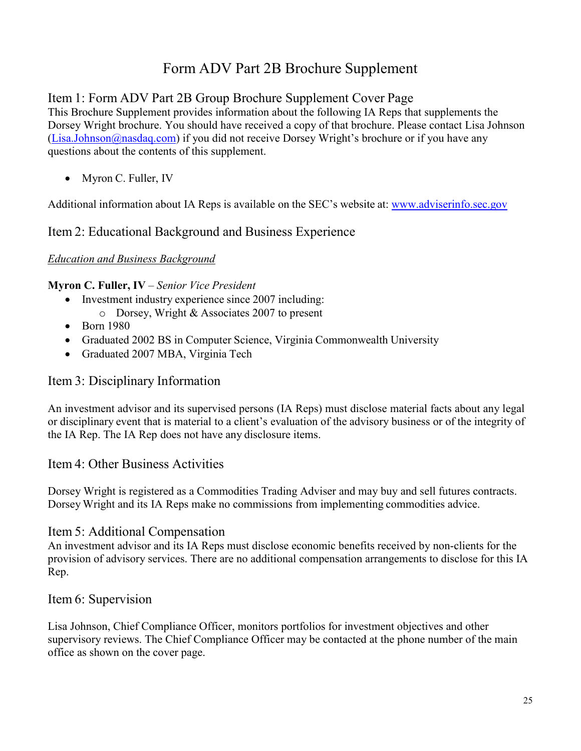# Form ADV Part 2B Brochure Supplement

## Item 1: Form ADV Part 2B Group Brochure Supplement Cover Page

This Brochure Supplement provides information about the following IA Reps that supplements the Dorsey Wright brochure. You should have received a copy of that brochure. Please contact Lisa Johnson (Lisa.Johnson@nasdaq.com) if you did not receive Dorsey Wright's brochure or if you have any questions about the contents of this supplement.

- Myron C. Fuller, IV

Additional information about IA Reps is available on the SEC's website at: www.adviserinfo.sec.gov

## Item 2: Educational Background and Business Experience

*Education and Business Background*

**Myron C. Fuller, IV** – *Senior Vice President*

- Investment industry experience since 2007 including:
  - Dorsey, Wright & Associates 2007 to present
- Born 1980
- Graduated 2002 BS in Computer Science, Virginia Commonwealth University
- Graduated 2007 MBA, Virginia Tech

## Item 3: Disciplinary Information

An investment advisor and its supervised persons (IA Reps) must disclose material facts about any legal or disciplinary event that is material to a client's evaluation of the advisory business or of the integrity of the IA Rep. The IA Rep does not have any disclosure items.

## Item 4: Other Business Activities

Dorsey Wright is registered as a Commodities Trading Adviser and may buy and sell futures contracts. Dorsey Wright and its IA Reps make no commissions from implementing commodities advice.

## Item 5: Additional Compensation

An investment advisor and its IA Reps must disclose economic benefits received by non-clients for the provision of advisory services. There are no additional compensation arrangements to disclose for this IA Rep.

## Item 6: Supervision

Lisa Johnson, Chief Compliance Officer, monitors portfolios for investment objectives and other supervisory reviews. The Chief Compliance Officer may be contacted at the phone number of the main office as shown on the cover page.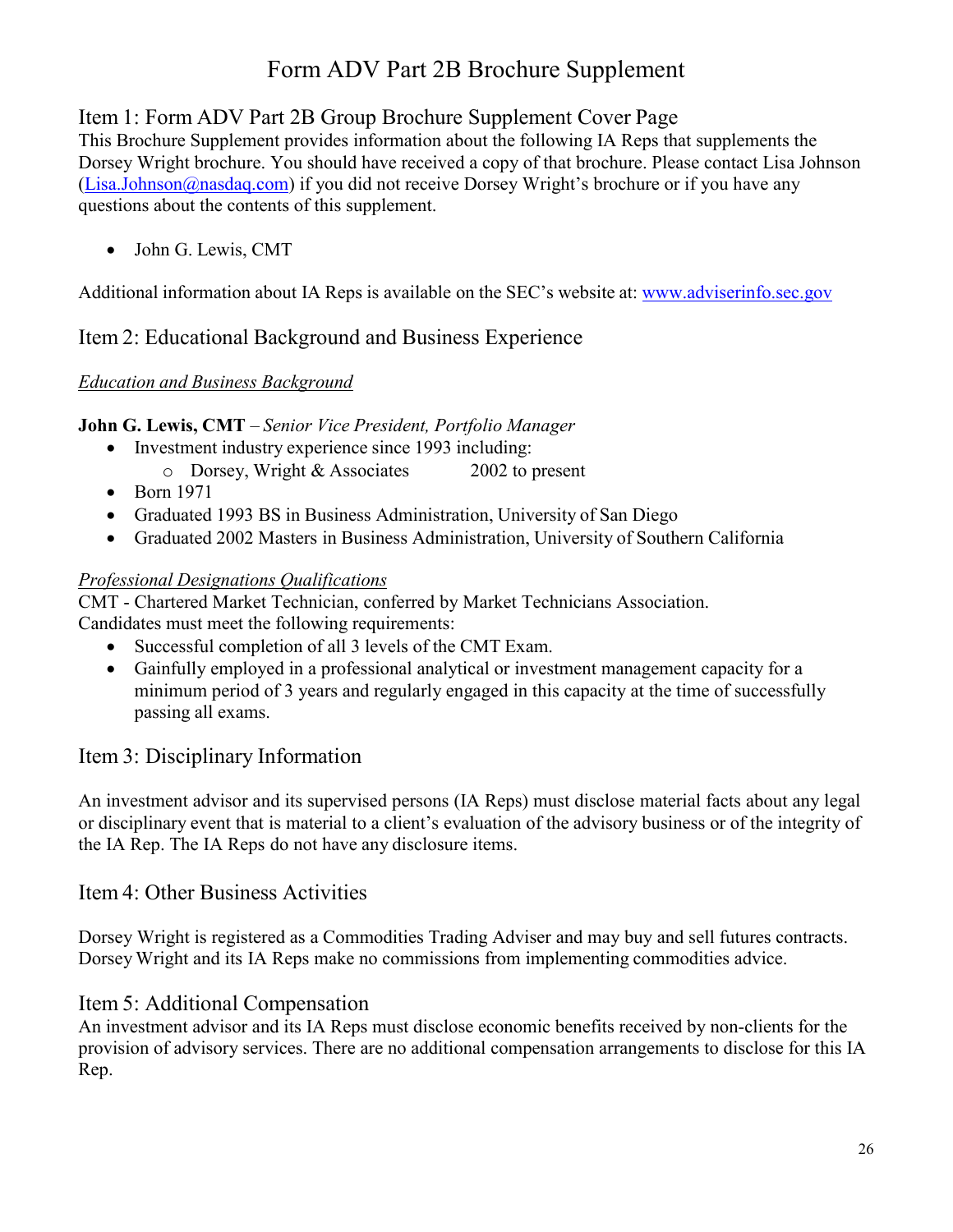# Form ADV Part 2B Brochure Supplement

## Item 1: Form ADV Part 2B Group Brochure Supplement Cover Page

This Brochure Supplement provides information about the following IA Reps that supplements the Dorsey Wright brochure. You should have received a copy of that brochure. Please contact Lisa Johnson (Lisa.Johnson@nasdaq.com) if you did not receive Dorsey Wright's brochure or if you have any questions about the contents of this supplement.

- John G. Lewis, CMT

Additional information about IA Reps is available on the SEC's website at: www.adviserinfo.sec.gov

## Item 2: Educational Background and Business Experience

*Education and Business Background*

**John G. Lewis, CMT** – *Senior Vice President, Portfolio Manager*

- Investment industry experience since 1993 including:
  - Dorsey, Wright & Associates 2002 to present
- Born 1971
- Graduated 1993 BS in Business Administration, University of San Diego
- Graduated 2002 Masters in Business Administration, University of Southern California

*Professional Designations Qualifications*

CMT - Chartered Market Technician, conferred by Market Technicians Association.
Candidates must meet the following requirements:

- Successful completion of all 3 levels of the CMT Exam.
- Gainfully employed in a professional analytical or investment management capacity for a minimum period of 3 years and regularly engaged in this capacity at the time of successfully passing all exams.

## Item 3: Disciplinary Information

An investment advisor and its supervised persons (IA Reps) must disclose material facts about any legal or disciplinary event that is material to a client's evaluation of the advisory business or of the integrity of the IA Rep. The IA Reps do not have any disclosure items.

## Item 4: Other Business Activities

Dorsey Wright is registered as a Commodities Trading Adviser and may buy and sell futures contracts. Dorsey Wright and its IA Reps make no commissions from implementing commodities advice.

## Item 5: Additional Compensation

An investment advisor and its IA Reps must disclose economic benefits received by non-clients for the provision of advisory services. There are no additional compensation arrangements to disclose for this IA Rep.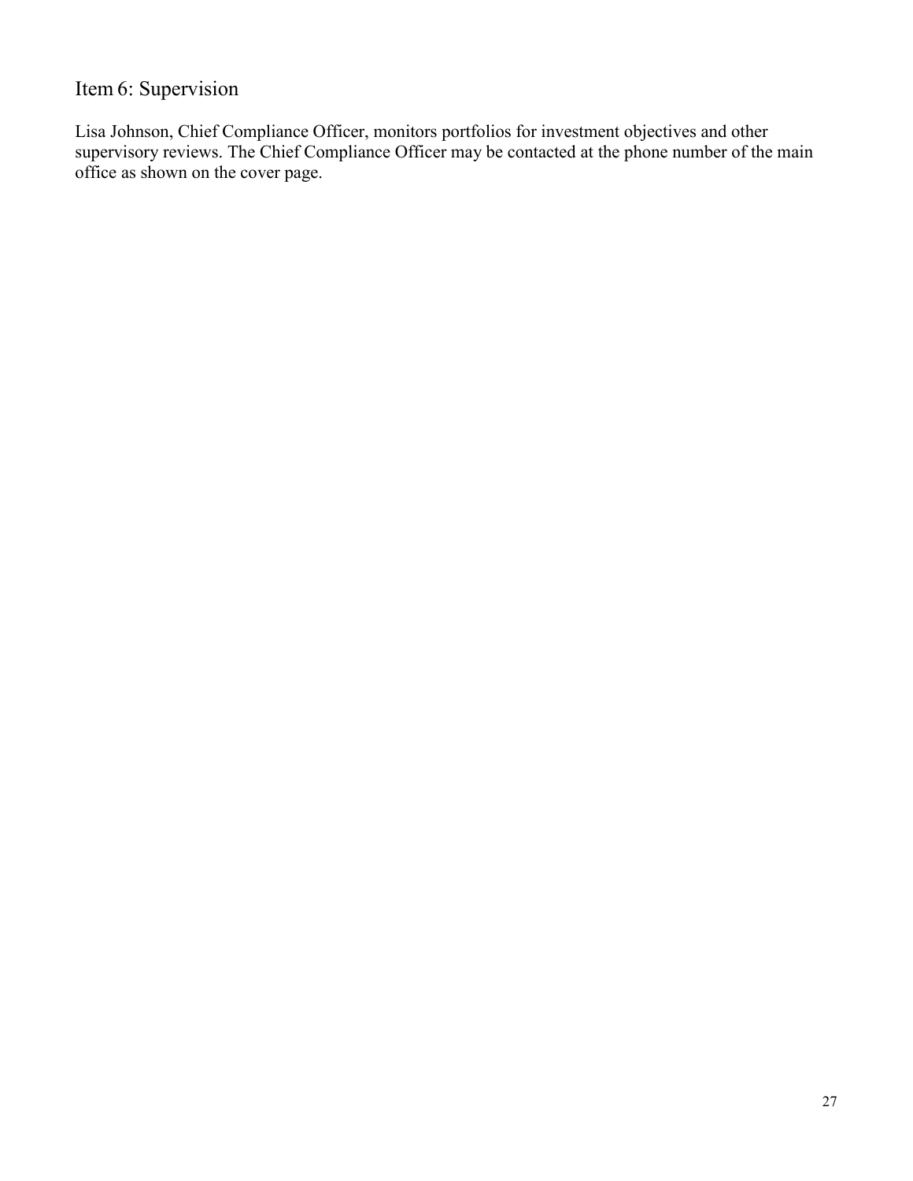## Item 6: Supervision

Lisa Johnson, Chief Compliance Officer, monitors portfolios for investment objectives and other supervisory reviews. The Chief Compliance Officer may be contacted at the phone number of the main office as shown on the cover page.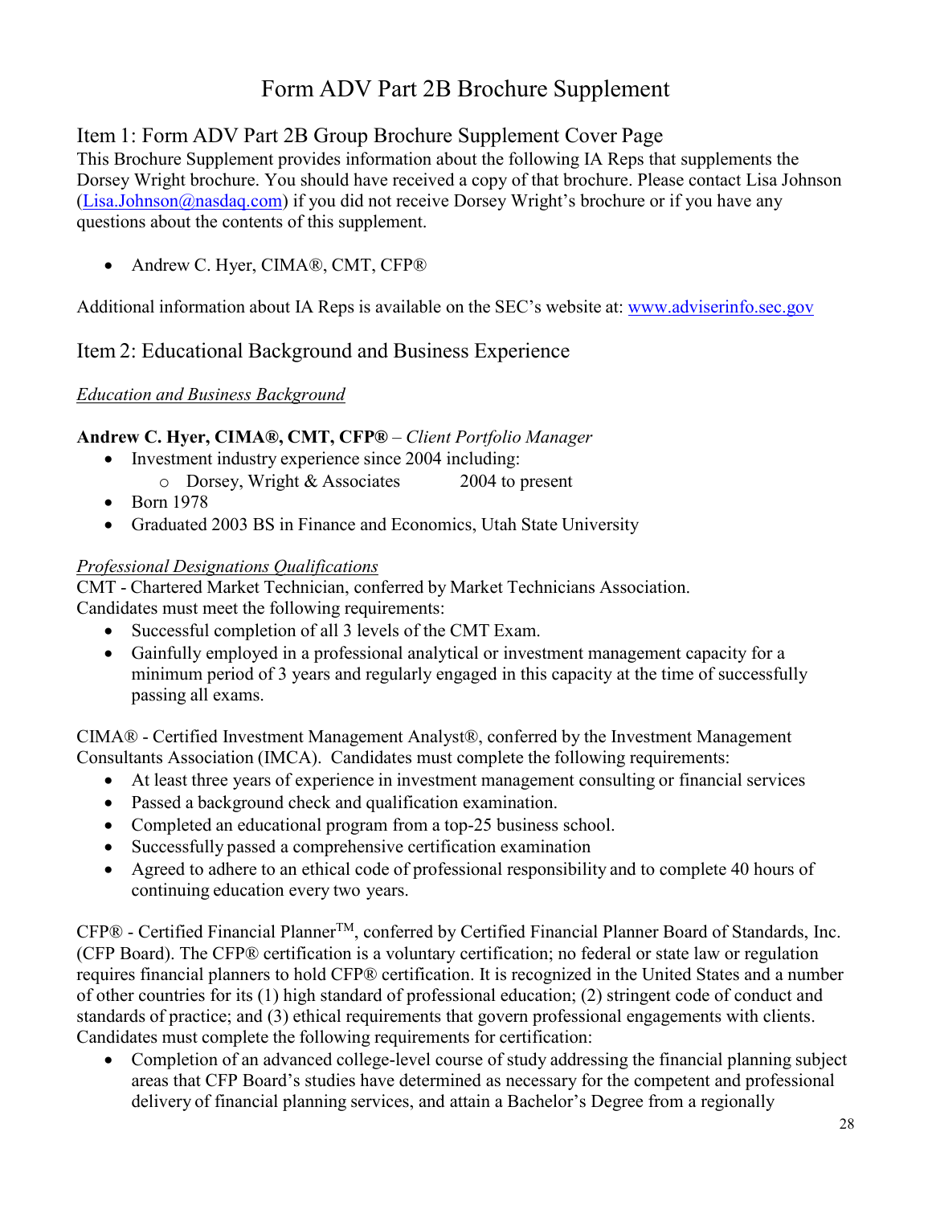# Form ADV Part 2B Brochure Supplement

## Item 1: Form ADV Part 2B Group Brochure Supplement Cover Page

This Brochure Supplement provides information about the following IA Reps that supplements the Dorsey Wright brochure. You should have received a copy of that brochure. Please contact Lisa Johnson (Lisa.Johnson@nasdaq.com) if you did not receive Dorsey Wright's brochure or if you have any questions about the contents of this supplement.

- Andrew C. Hyer, CIMA®, CMT, CFP®

Additional information about IA Reps is available on the SEC's website at: www.adviserinfo.sec.gov

## Item 2: Educational Background and Business Experience

*Education and Business Background*

**Andrew C. Hyer, CIMA®, CMT, CFP®** – *Client Portfolio Manager*

- Investment industry experience since 2004 including:
  - Dorsey, Wright & Associates     2004 to present
- Born 1978
- Graduated 2003 BS in Finance and Economics, Utah State University

*Professional Designations Qualifications*

CMT - Chartered Market Technician, conferred by Market Technicians Association. Candidates must meet the following requirements:

- Successful completion of all 3 levels of the CMT Exam.
- Gainfully employed in a professional analytical or investment management capacity for a minimum period of 3 years and regularly engaged in this capacity at the time of successfully passing all exams.

CIMA® - Certified Investment Management Analyst®, conferred by the Investment Management Consultants Association (IMCA). Candidates must complete the following requirements:

- At least three years of experience in investment management consulting or financial services
- Passed a background check and qualification examination.
- Completed an educational program from a top-25 business school.
- Successfully passed a comprehensive certification examination
- Agreed to adhere to an ethical code of professional responsibility and to complete 40 hours of continuing education every two years.

CFP® - Certified Financial Planner™, conferred by Certified Financial Planner Board of Standards, Inc. (CFP Board). The CFP® certification is a voluntary certification; no federal or state law or regulation requires financial planners to hold CFP® certification. It is recognized in the United States and a number of other countries for its (1) high standard of professional education; (2) stringent code of conduct and standards of practice; and (3) ethical requirements that govern professional engagements with clients. Candidates must complete the following requirements for certification:

- Completion of an advanced college-level course of study addressing the financial planning subject areas that CFP Board's studies have determined as necessary for the competent and professional delivery of financial planning services, and attain a Bachelor's Degree from a regionally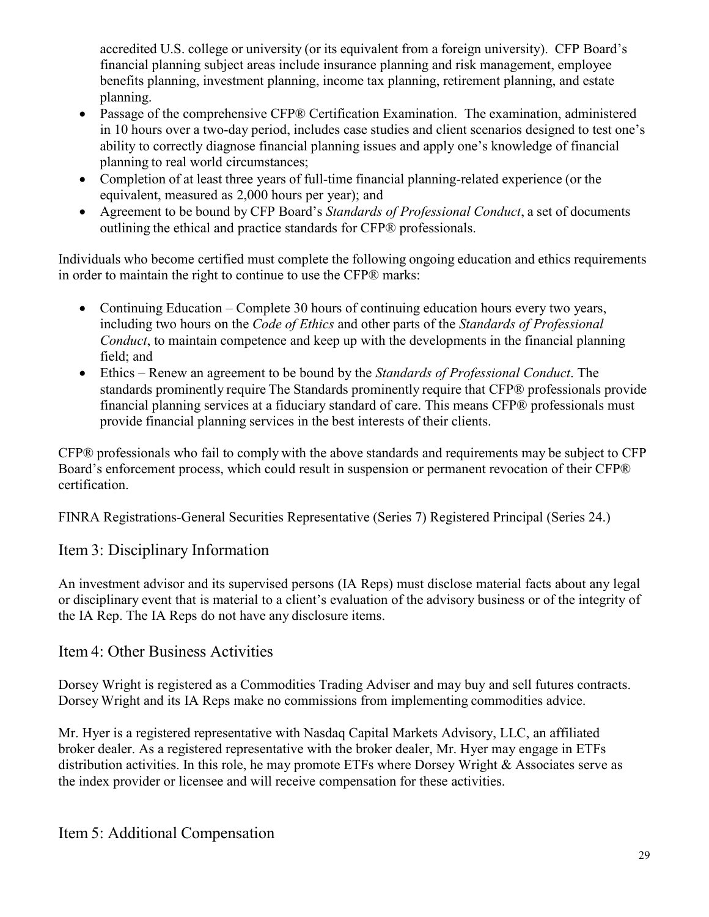accredited U.S. college or university (or its equivalent from a foreign university). CFP Board's financial planning subject areas include insurance planning and risk management, employee benefits planning, investment planning, income tax planning, retirement planning, and estate planning.

- Passage of the comprehensive CFP® Certification Examination. The examination, administered in 10 hours over a two-day period, includes case studies and client scenarios designed to test one's ability to correctly diagnose financial planning issues and apply one's knowledge of financial planning to real world circumstances;
- Completion of at least three years of full-time financial planning-related experience (or the equivalent, measured as 2,000 hours per year); and
- Agreement to be bound by CFP Board's *Standards of Professional Conduct*, a set of documents outlining the ethical and practice standards for CFP® professionals.

Individuals who become certified must complete the following ongoing education and ethics requirements in order to maintain the right to continue to use the CFP® marks:

- Continuing Education – Complete 30 hours of continuing education hours every two years, including two hours on the *Code of Ethics* and other parts of the *Standards of Professional Conduct*, to maintain competence and keep up with the developments in the financial planning field; and
- Ethics – Renew an agreement to be bound by the *Standards of Professional Conduct*. The standards prominently require The Standards prominently require that CFP® professionals provide financial planning services at a fiduciary standard of care. This means CFP® professionals must provide financial planning services in the best interests of their clients.

CFP® professionals who fail to comply with the above standards and requirements may be subject to CFP Board's enforcement process, which could result in suspension or permanent revocation of their CFP® certification.

FINRA Registrations-General Securities Representative (Series 7) Registered Principal (Series 24.)

## Item 3: Disciplinary Information

An investment advisor and its supervised persons (IA Reps) must disclose material facts about any legal or disciplinary event that is material to a client's evaluation of the advisory business or of the integrity of the IA Rep. The IA Reps do not have any disclosure items.

## Item 4: Other Business Activities

Dorsey Wright is registered as a Commodities Trading Adviser and may buy and sell futures contracts. Dorsey Wright and its IA Reps make no commissions from implementing commodities advice.

Mr. Hyer is a registered representative with Nasdaq Capital Markets Advisory, LLC, an affiliated broker dealer. As a registered representative with the broker dealer, Mr. Hyer may engage in ETFs distribution activities. In this role, he may promote ETFs where Dorsey Wright & Associates serve as the index provider or licensee and will receive compensation for these activities.

## Item 5: Additional Compensation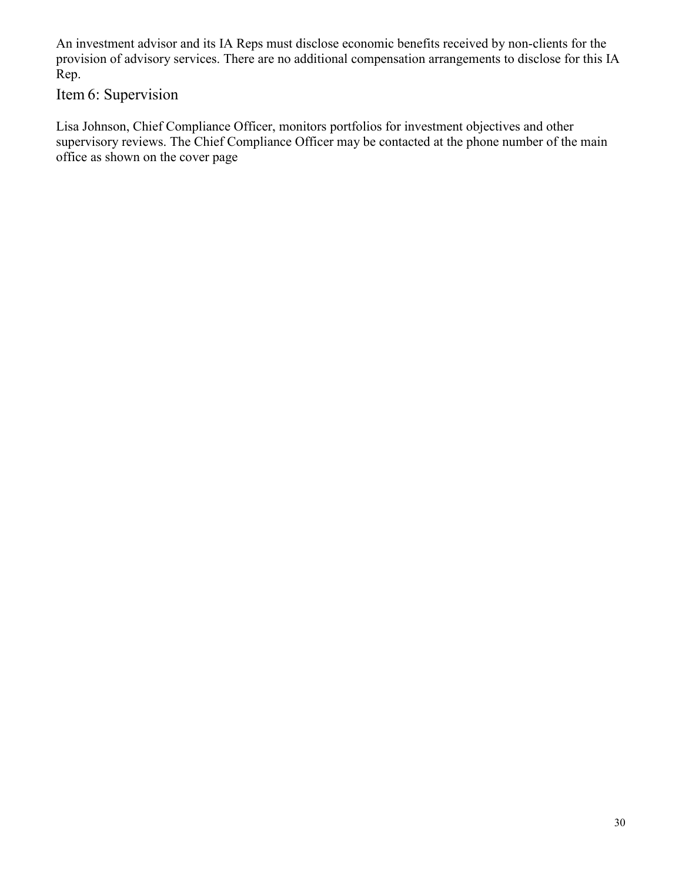An investment advisor and its IA Reps must disclose economic benefits received by non-clients for the provision of advisory services. There are no additional compensation arrangements to disclose for this IA Rep.

## Item 6: Supervision

Lisa Johnson, Chief Compliance Officer, monitors portfolios for investment objectives and other supervisory reviews. The Chief Compliance Officer may be contacted at the phone number of the main office as shown on the cover page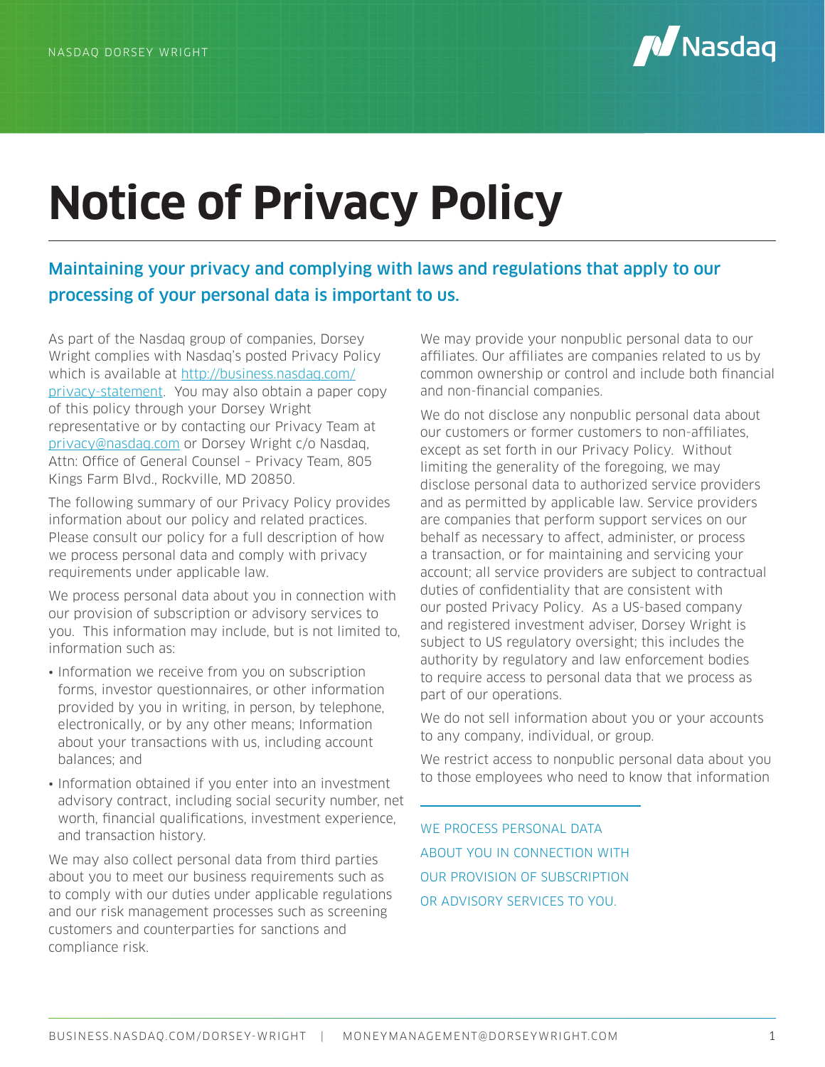# Notice of Privacy Policy

**Maintaining your privacy and complying with laws and regulations that apply to our processing of your personal data is important to us.**

As part of the Nasdaq group of companies, Dorsey Wright complies with Nasdaq's posted Privacy Policy which is available at http://business.nasdaq.com/privacy-statement. You may also obtain a paper copy of this policy through your Dorsey Wright representative or by contacting our Privacy Team at privacy@nasdaq.com or Dorsey Wright c/o Nasdaq, Attn: Office of General Counsel – Privacy Team, 805 Kings Farm Blvd., Rockville, MD 20850.

The following summary of our Privacy Policy provides information about our policy and related practices. Please consult our policy for a full description of how we process personal data and comply with privacy requirements under applicable law.

We process personal data about you in connection with our provision of subscription or advisory services to you. This information may include, but is not limited to, information such as:

- Information we receive from you on subscription forms, investor questionnaires, or other information provided by you in writing, in person, by telephone, electronically, or by any other means; Information about your transactions with us, including account balances; and
- Information obtained if you enter into an investment advisory contract, including social security number, net worth, financial qualifications, investment experience, and transaction history.

We may also collect personal data from third parties about you to meet our business requirements such as to comply with our duties under applicable regulations and our risk management processes such as screening customers and counterparties for sanctions and compliance risk.

We may provide your nonpublic personal data to our affiliates. Our affiliates are companies related to us by common ownership or control and include both financial and non-financial companies.

We do not disclose any nonpublic personal data about our customers or former customers to non-affiliates, except as set forth in our Privacy Policy. Without limiting the generality of the foregoing, we may disclose personal data to authorized service providers and as permitted by applicable law. Service providers are companies that perform support services on our behalf as necessary to affect, administer, or process a transaction, or for maintaining and servicing your account; all service providers are subject to contractual duties of confidentiality that are consistent with our posted Privacy Policy. As a US-based company and registered investment adviser, Dorsey Wright is subject to US regulatory oversight; this includes the authority by regulatory and law enforcement bodies to require access to personal data that we process as part of our operations.

We do not sell information about you or your accounts to any company, individual, or group.

We restrict access to nonpublic personal data about you to those employees who need to know that information

WE PROCESS PERSONAL DATA ABOUT YOU IN CONNECTION WITH OUR PROVISION OF SUBSCRIPTION OR ADVISORY SERVICES TO YOU.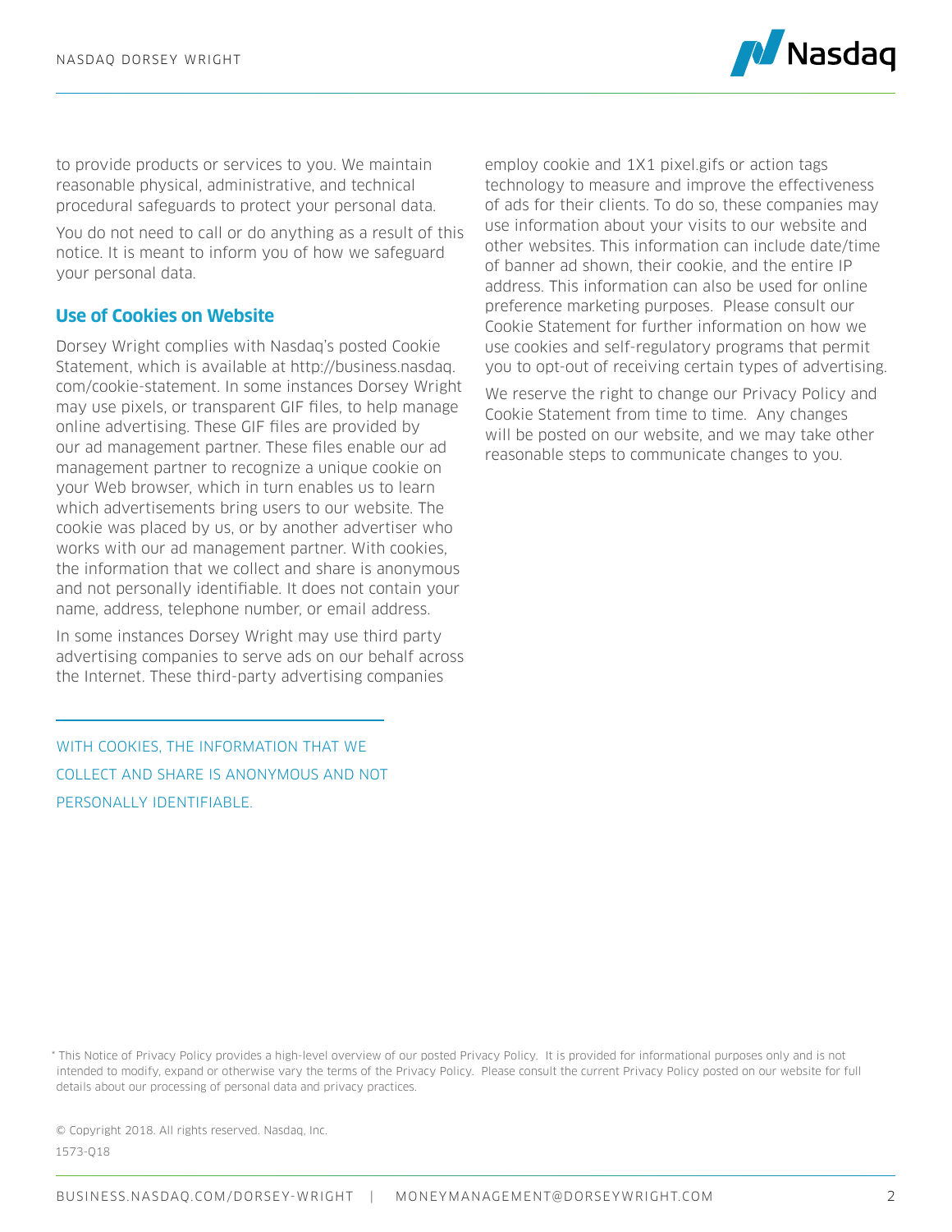to provide products or services to you. We maintain reasonable physical, administrative, and technical procedural safeguards to protect your personal data.

You do not need to call or do anything as a result of this notice. It is meant to inform you of how we safeguard your personal data.

## Use of Cookies on Website

Dorsey Wright complies with Nasdaq's posted Cookie Statement, which is available at http://business.nasdaq.com/cookie-statement. In some instances Dorsey Wright may use pixels, or transparent GIF files, to help manage online advertising. These GIF files are provided by our ad management partner. These files enable our ad management partner to recognize a unique cookie on your Web browser, which in turn enables us to learn which advertisements bring users to our website. The cookie was placed by us, or by another advertiser who works with our ad management partner. With cookies, the information that we collect and share is anonymous and not personally identifiable. It does not contain your name, address, telephone number, or email address.

In some instances Dorsey Wright may use third party advertising companies to serve ads on our behalf across the Internet. These third-party advertising companies employ cookie and 1X1 pixel.gifs or action tags technology to measure and improve the effectiveness of ads for their clients. To do so, these companies may use information about your visits to our website and other websites. This information can include date/time of banner ad shown, their cookie, and the entire IP address. This information can also be used for online preference marketing purposes. Please consult our Cookie Statement for further information on how we use cookies and self-regulatory programs that permit you to opt-out of receiving certain types of advertising.

We reserve the right to change our Privacy Policy and Cookie Statement from time to time. Any changes will be posted on our website, and we may take other reasonable steps to communicate changes to you.

WITH COOKIES, THE INFORMATION THAT WE COLLECT AND SHARE IS ANONYMOUS AND NOT PERSONALLY IDENTIFIABLE.

* This Notice of Privacy Policy provides a high-level overview of our posted Privacy Policy. It is provided for informational purposes only and is not intended to modify, expand or otherwise vary the terms of the Privacy Policy. Please consult the current Privacy Policy posted on our website for full details about our processing of personal data and privacy practices.

© Copyright 2018. All rights reserved. Nasdaq, Inc.

1573-Q18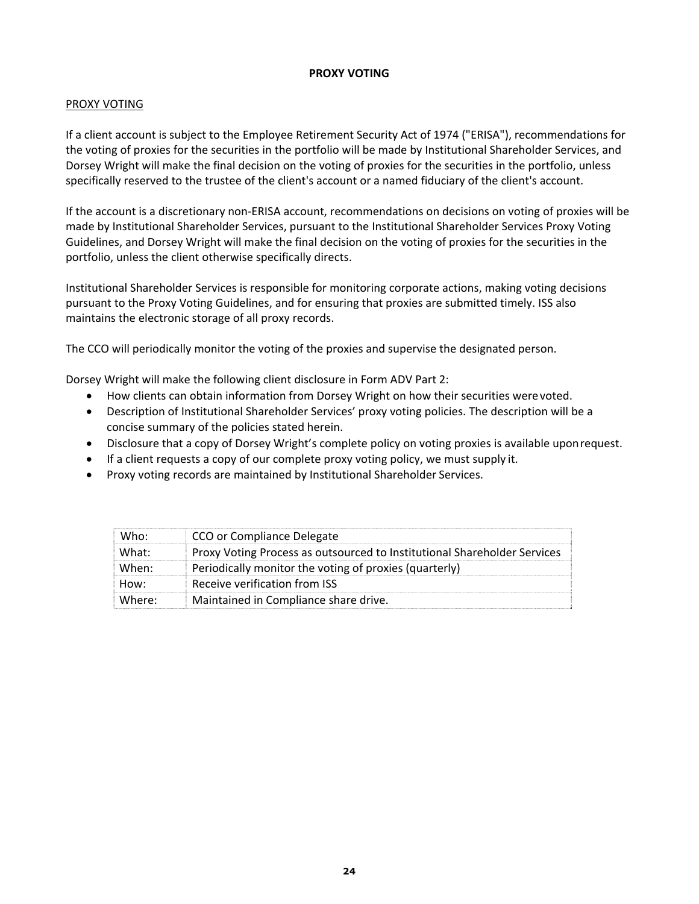# PROXY VOTING

## PROXY VOTING

If a client account is subject to the Employee Retirement Security Act of 1974 ("ERISA"), recommendations for the voting of proxies for the securities in the portfolio will be made by Institutional Shareholder Services, and Dorsey Wright will make the final decision on the voting of proxies for the securities in the portfolio, unless specifically reserved to the trustee of the client's account or a named fiduciary of the client's account.

If the account is a discretionary non-ERISA account, recommendations on decisions on voting of proxies will be made by Institutional Shareholder Services, pursuant to the Institutional Shareholder Services Proxy Voting Guidelines, and Dorsey Wright will make the final decision on the voting of proxies for the securities in the portfolio, unless the client otherwise specifically directs.

Institutional Shareholder Services is responsible for monitoring corporate actions, making voting decisions pursuant to the Proxy Voting Guidelines, and for ensuring that proxies are submitted timely. ISS also maintains the electronic storage of all proxy records.

The CCO will periodically monitor the voting of the proxies and supervise the designated person.

Dorsey Wright will make the following client disclosure in Form ADV Part 2:

- How clients can obtain information from Dorsey Wright on how their securities were voted.
- Description of Institutional Shareholder Services' proxy voting policies. The description will be a concise summary of the policies stated herein.
- Disclosure that a copy of Dorsey Wright's complete policy on voting proxies is available upon request.
- If a client requests a copy of our complete proxy voting policy, we must supply it.
- Proxy voting records are maintained by Institutional Shareholder Services.

| | |
|---|---|
| Who: | CCO or Compliance Delegate |
| What: | Proxy Voting Process as outsourced to Institutional Shareholder Services |
| When: | Periodically monitor the voting of proxies (quarterly) |
| How: | Receive verification from ISS |
| Where: | Maintained in Compliance share drive. |